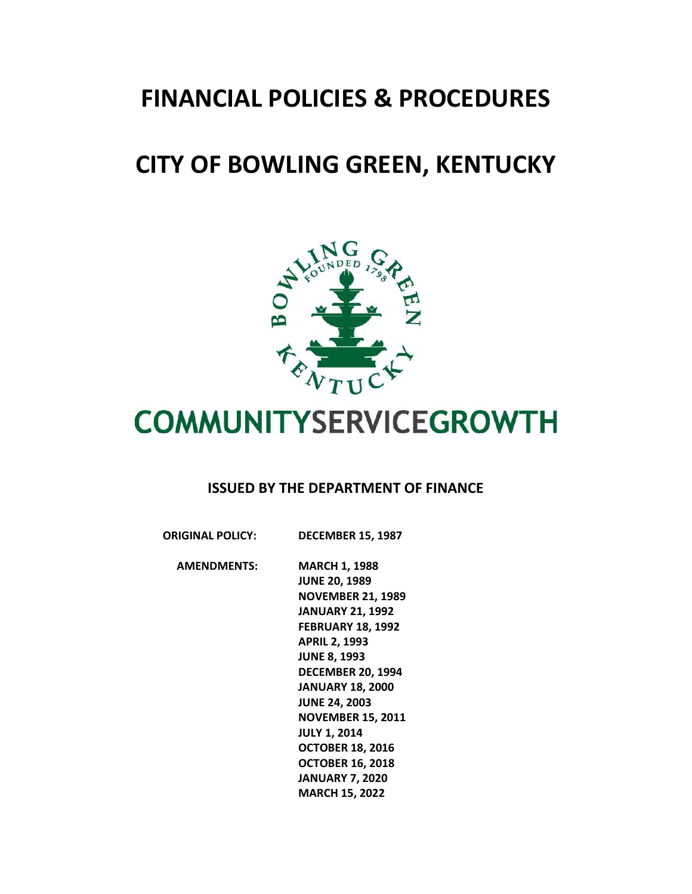# FINANCIAL POLICIES & PROCEDURES

# CITY OF BOWLING GREEN, KENTUCKY

COMMUNITYSERVICEGROWTH

**ISSUED BY THE DEPARTMENT OF FINANCE**

**ORIGINAL POLICY:** **DECEMBER 15, 1987**

**AMENDMENTS:**
**MARCH 1, 1988**
**JUNE 20, 1989**
**NOVEMBER 21, 1989**
**JANUARY 21, 1992**
**FEBRUARY 18, 1992**
**APRIL 2, 1993**
**JUNE 8, 1993**
**DECEMBER 20, 1994**
**JANUARY 18, 2000**
**JUNE 24, 2003**
**NOVEMBER 15, 2011**
**JULY 1, 2014**
**OCTOBER 18, 2016**
**OCTOBER 16, 2018**
**JANUARY 7, 2020**
**MARCH 15, 2022**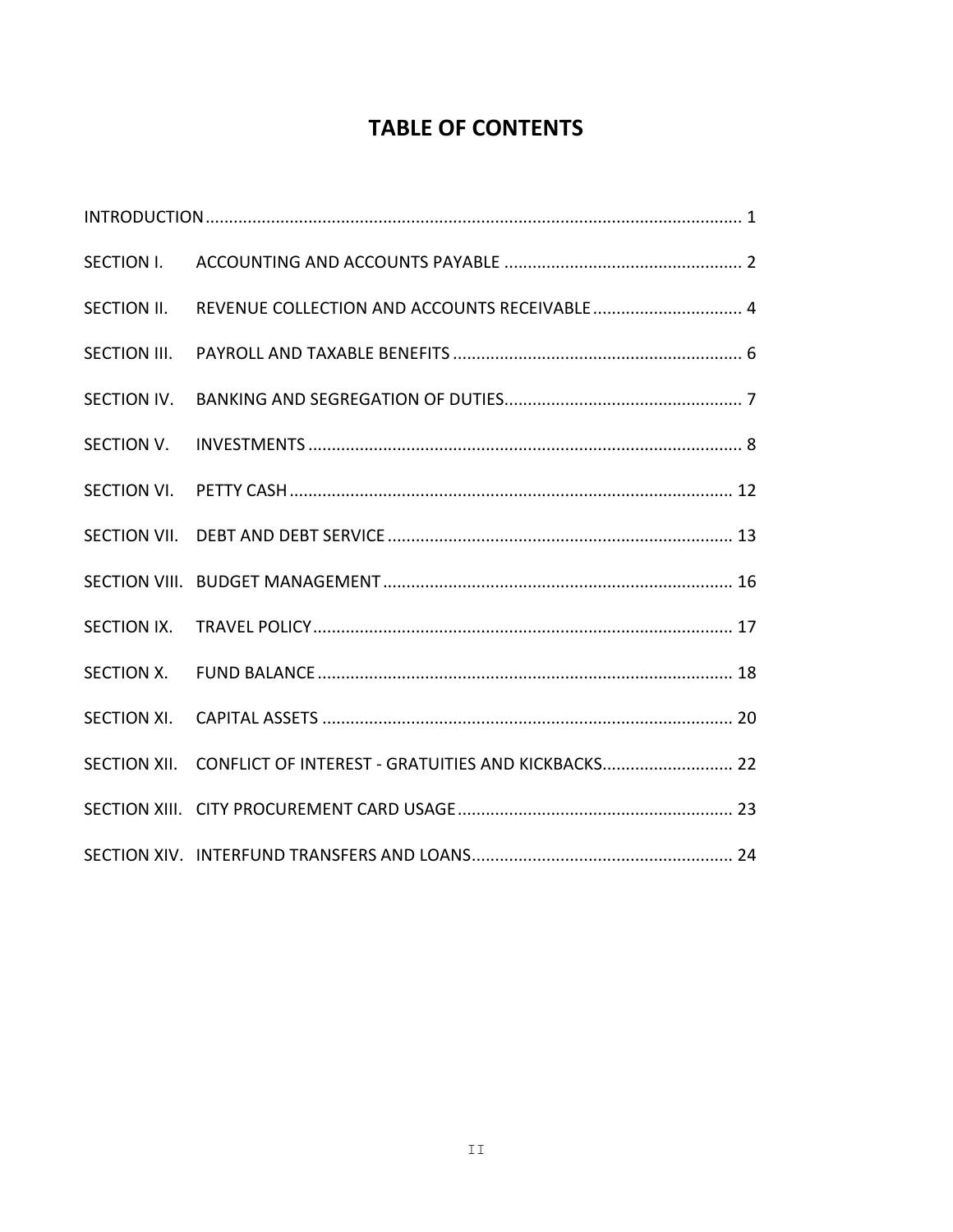# TABLE OF CONTENTS

INTRODUCTION........................................................................................................................ 1

SECTION I. ACCOUNTING AND ACCOUNTS PAYABLE .................................................. 2

SECTION II. REVENUE COLLECTION AND ACCOUNTS RECEIVABLE ................................ 4

SECTION III. PAYROLL AND TAXABLE BENEFITS ............................................................. 6

SECTION IV. BANKING AND SEGREGATION OF DUTIES................................................... 7

SECTION V. INVESTMENTS ............................................................................................ 8

SECTION VI. PETTY CASH .............................................................................................. 12

SECTION VII. DEBT AND DEBT SERVICE .......................................................................... 13

SECTION VIII. BUDGET MANAGEMENT ........................................................................... 16

SECTION IX. TRAVEL POLICY ......................................................................................... 17

SECTION X. FUND BALANCE ......................................................................................... 18

SECTION XI. CAPITAL ASSETS ........................................................................................ 20

SECTION XII. CONFLICT OF INTEREST - GRATUITIES AND KICKBACKS............................ 22

SECTION XIII. CITY PROCUREMENT CARD USAGE ........................................................... 23

SECTION XIV. INTERFUND TRANSFERS AND LOANS........................................................ 24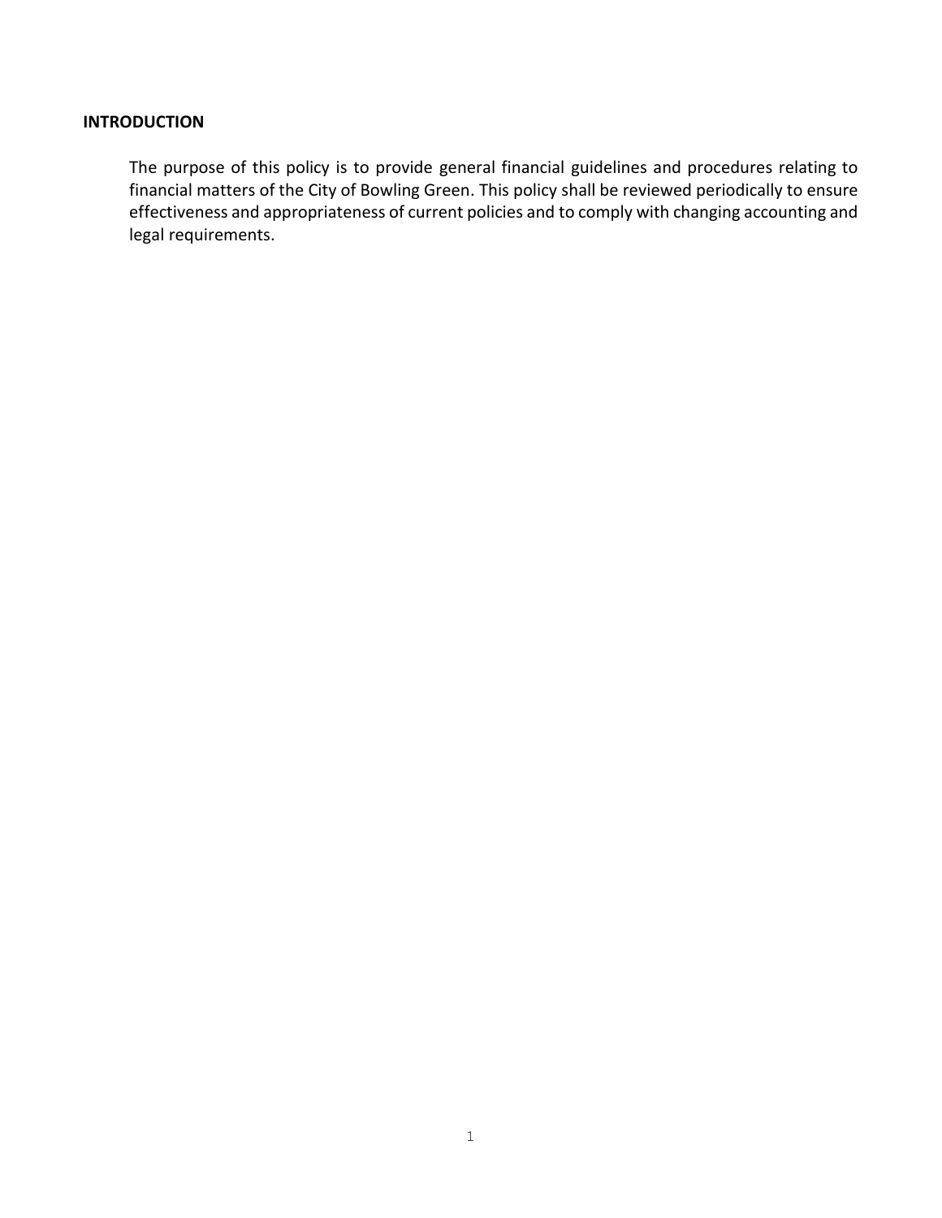## INTRODUCTION

The purpose of this policy is to provide general financial guidelines and procedures relating to financial matters of the City of Bowling Green. This policy shall be reviewed periodically to ensure effectiveness and appropriateness of current policies and to comply with changing accounting and legal requirements.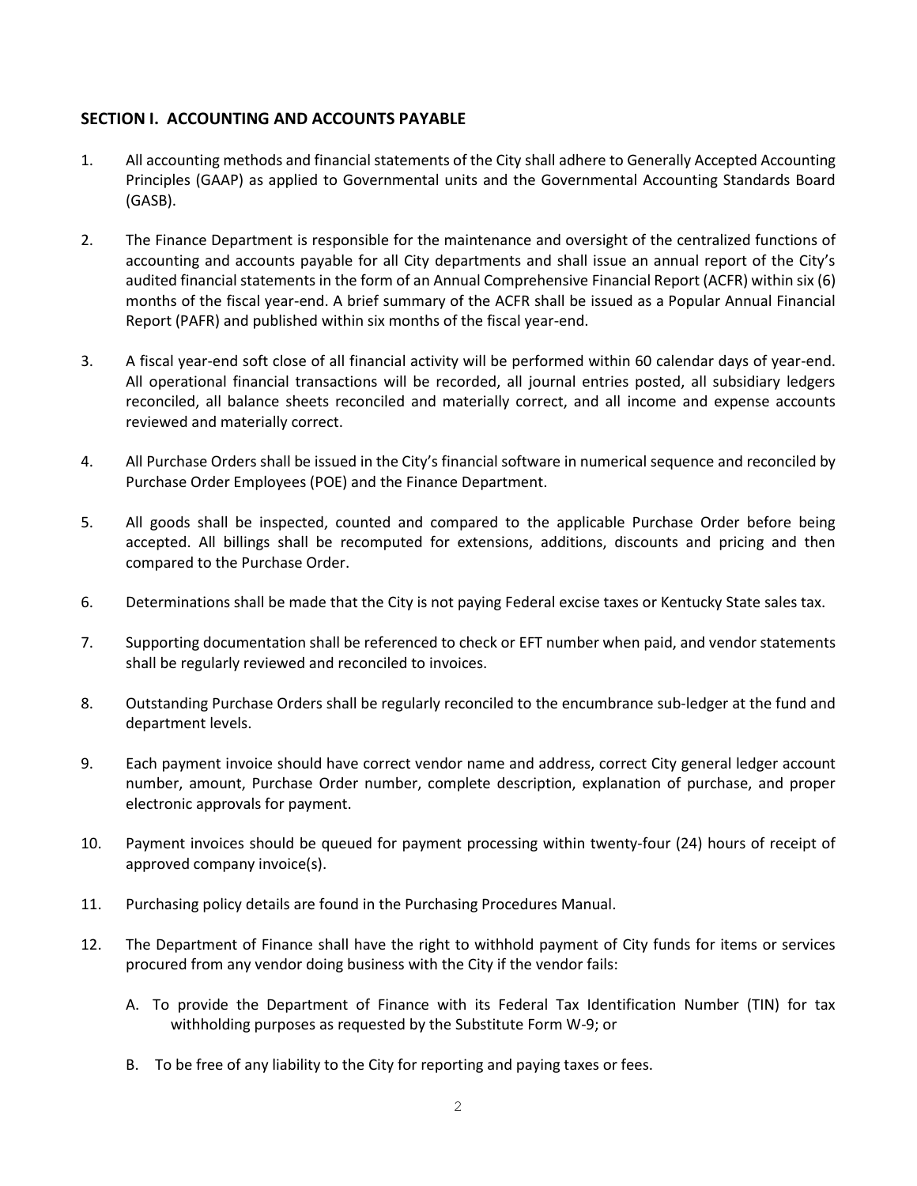## SECTION I. ACCOUNTING AND ACCOUNTS PAYABLE

1. All accounting methods and financial statements of the City shall adhere to Generally Accepted Accounting Principles (GAAP) as applied to Governmental units and the Governmental Accounting Standards Board (GASB).

2. The Finance Department is responsible for the maintenance and oversight of the centralized functions of accounting and accounts payable for all City departments and shall issue an annual report of the City's audited financial statements in the form of an Annual Comprehensive Financial Report (ACFR) within six (6) months of the fiscal year-end. A brief summary of the ACFR shall be issued as a Popular Annual Financial Report (PAFR) and published within six months of the fiscal year-end.

3. A fiscal year-end soft close of all financial activity will be performed within 60 calendar days of year-end. All operational financial transactions will be recorded, all journal entries posted, all subsidiary ledgers reconciled, all balance sheets reconciled and materially correct, and all income and expense accounts reviewed and materially correct.

4. All Purchase Orders shall be issued in the City's financial software in numerical sequence and reconciled by Purchase Order Employees (POE) and the Finance Department.

5. All goods shall be inspected, counted and compared to the applicable Purchase Order before being accepted. All billings shall be recomputed for extensions, additions, discounts and pricing and then compared to the Purchase Order.

6. Determinations shall be made that the City is not paying Federal excise taxes or Kentucky State sales tax.

7. Supporting documentation shall be referenced to check or EFT number when paid, and vendor statements shall be regularly reviewed and reconciled to invoices.

8. Outstanding Purchase Orders shall be regularly reconciled to the encumbrance sub-ledger at the fund and department levels.

9. Each payment invoice should have correct vendor name and address, correct City general ledger account number, amount, Purchase Order number, complete description, explanation of purchase, and proper electronic approvals for payment.

10. Payment invoices should be queued for payment processing within twenty-four (24) hours of receipt of approved company invoice(s).

11. Purchasing policy details are found in the Purchasing Procedures Manual.

12. The Department of Finance shall have the right to withhold payment of City funds for items or services procured from any vendor doing business with the City if the vendor fails:

    A. To provide the Department of Finance with its Federal Tax Identification Number (TIN) for tax withholding purposes as requested by the Substitute Form W-9; or

    B. To be free of any liability to the City for reporting and paying taxes or fees.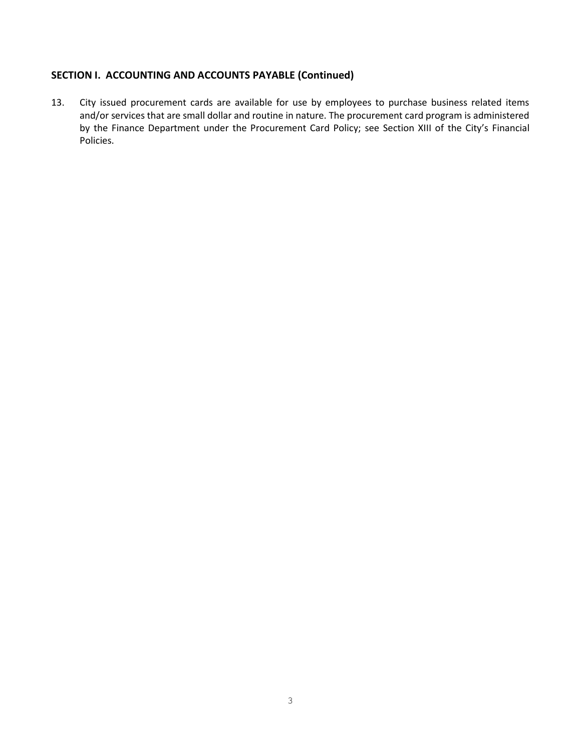## SECTION I. ACCOUNTING AND ACCOUNTS PAYABLE (Continued)

13. City issued procurement cards are available for use by employees to purchase business related items and/or services that are small dollar and routine in nature. The procurement card program is administered by the Finance Department under the Procurement Card Policy; see Section XIII of the City's Financial Policies.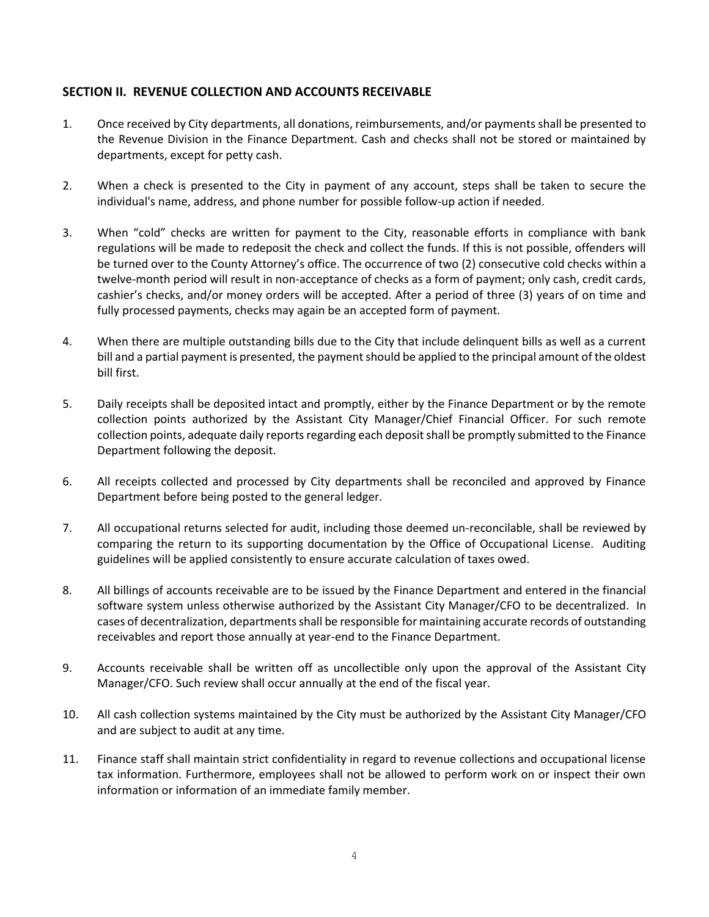## SECTION II. REVENUE COLLECTION AND ACCOUNTS RECEIVABLE

1. Once received by City departments, all donations, reimbursements, and/or payments shall be presented to the Revenue Division in the Finance Department. Cash and checks shall not be stored or maintained by departments, except for petty cash.

2. When a check is presented to the City in payment of any account, steps shall be taken to secure the individual's name, address, and phone number for possible follow-up action if needed.

3. When "cold" checks are written for payment to the City, reasonable efforts in compliance with bank regulations will be made to redeposit the check and collect the funds. If this is not possible, offenders will be turned over to the County Attorney's office. The occurrence of two (2) consecutive cold checks within a twelve-month period will result in non-acceptance of checks as a form of payment; only cash, credit cards, cashier's checks, and/or money orders will be accepted. After a period of three (3) years of on time and fully processed payments, checks may again be an accepted form of payment.

4. When there are multiple outstanding bills due to the City that include delinquent bills as well as a current bill and a partial payment is presented, the payment should be applied to the principal amount of the oldest bill first.

5. Daily receipts shall be deposited intact and promptly, either by the Finance Department or by the remote collection points authorized by the Assistant City Manager/Chief Financial Officer. For such remote collection points, adequate daily reports regarding each deposit shall be promptly submitted to the Finance Department following the deposit.

6. All receipts collected and processed by City departments shall be reconciled and approved by Finance Department before being posted to the general ledger.

7. All occupational returns selected for audit, including those deemed un-reconcilable, shall be reviewed by comparing the return to its supporting documentation by the Office of Occupational License. Auditing guidelines will be applied consistently to ensure accurate calculation of taxes owed.

8. All billings of accounts receivable are to be issued by the Finance Department and entered in the financial software system unless otherwise authorized by the Assistant City Manager/CFO to be decentralized. In cases of decentralization, departments shall be responsible for maintaining accurate records of outstanding receivables and report those annually at year-end to the Finance Department.

9. Accounts receivable shall be written off as uncollectible only upon the approval of the Assistant City Manager/CFO. Such review shall occur annually at the end of the fiscal year.

10. All cash collection systems maintained by the City must be authorized by the Assistant City Manager/CFO and are subject to audit at any time.

11. Finance staff shall maintain strict confidentiality in regard to revenue collections and occupational license tax information. Furthermore, employees shall not be allowed to perform work on or inspect their own information or information of an immediate family member.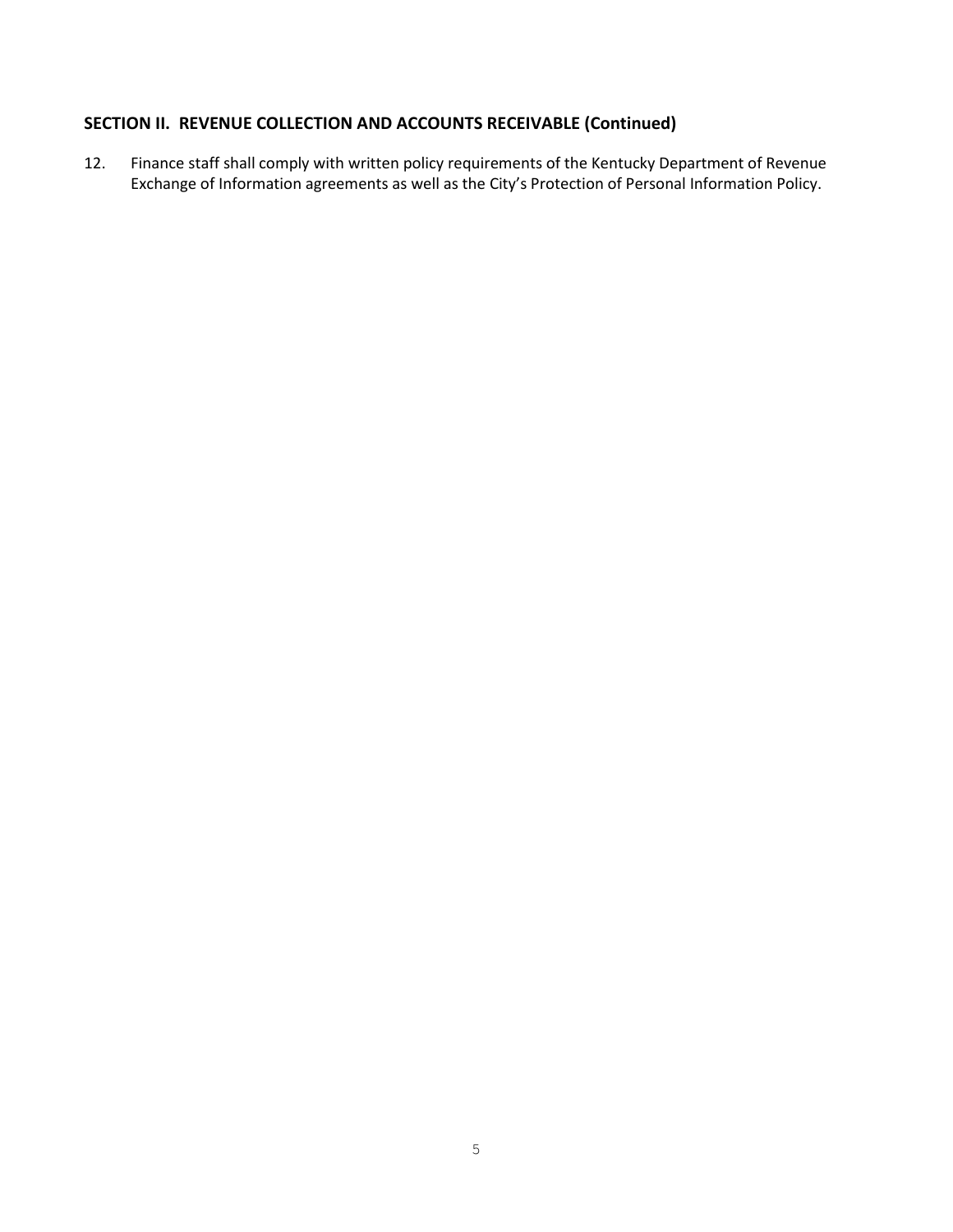## SECTION II. REVENUE COLLECTION AND ACCOUNTS RECEIVABLE (Continued)

12. Finance staff shall comply with written policy requirements of the Kentucky Department of Revenue Exchange of Information agreements as well as the City's Protection of Personal Information Policy.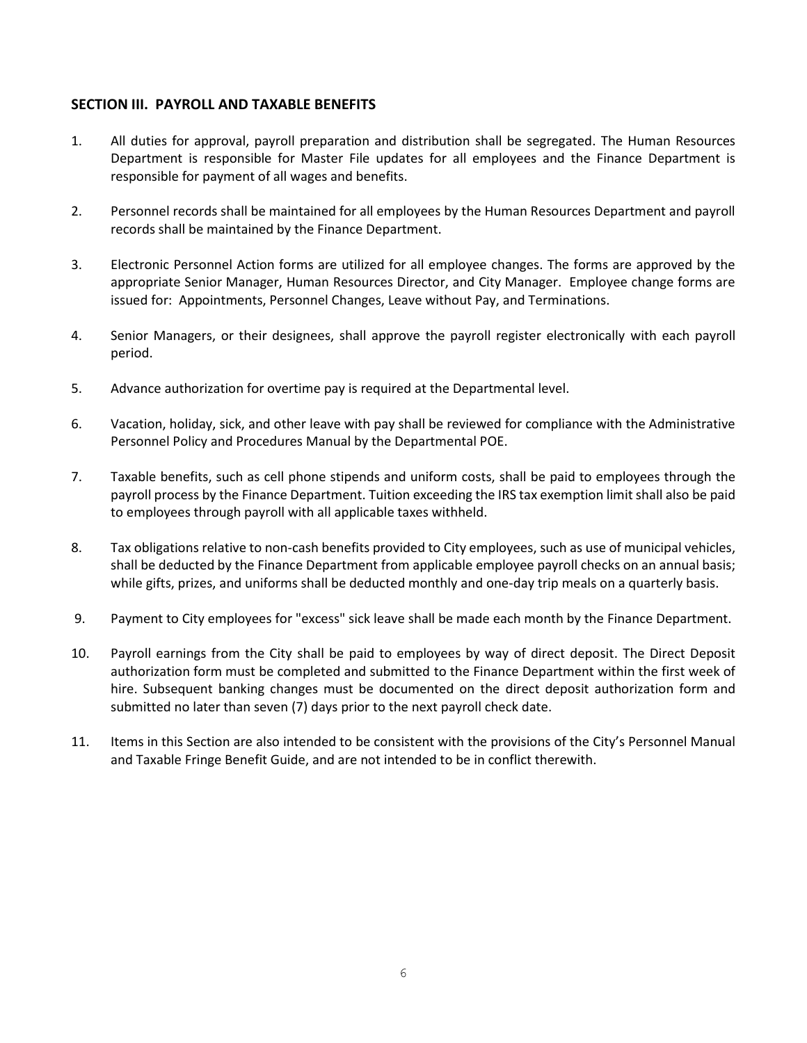## SECTION III. PAYROLL AND TAXABLE BENEFITS

1. All duties for approval, payroll preparation and distribution shall be segregated. The Human Resources Department is responsible for Master File updates for all employees and the Finance Department is responsible for payment of all wages and benefits.

2. Personnel records shall be maintained for all employees by the Human Resources Department and payroll records shall be maintained by the Finance Department.

3. Electronic Personnel Action forms are utilized for all employee changes. The forms are approved by the appropriate Senior Manager, Human Resources Director, and City Manager. Employee change forms are issued for: Appointments, Personnel Changes, Leave without Pay, and Terminations.

4. Senior Managers, or their designees, shall approve the payroll register electronically with each payroll period.

5. Advance authorization for overtime pay is required at the Departmental level.

6. Vacation, holiday, sick, and other leave with pay shall be reviewed for compliance with the Administrative Personnel Policy and Procedures Manual by the Departmental POE.

7. Taxable benefits, such as cell phone stipends and uniform costs, shall be paid to employees through the payroll process by the Finance Department. Tuition exceeding the IRS tax exemption limit shall also be paid to employees through payroll with all applicable taxes withheld.

8. Tax obligations relative to non-cash benefits provided to City employees, such as use of municipal vehicles, shall be deducted by the Finance Department from applicable employee payroll checks on an annual basis; while gifts, prizes, and uniforms shall be deducted monthly and one-day trip meals on a quarterly basis.

9. Payment to City employees for "excess" sick leave shall be made each month by the Finance Department.

10. Payroll earnings from the City shall be paid to employees by way of direct deposit. The Direct Deposit authorization form must be completed and submitted to the Finance Department within the first week of hire. Subsequent banking changes must be documented on the direct deposit authorization form and submitted no later than seven (7) days prior to the next payroll check date.

11. Items in this Section are also intended to be consistent with the provisions of the City's Personnel Manual and Taxable Fringe Benefit Guide, and are not intended to be in conflict therewith.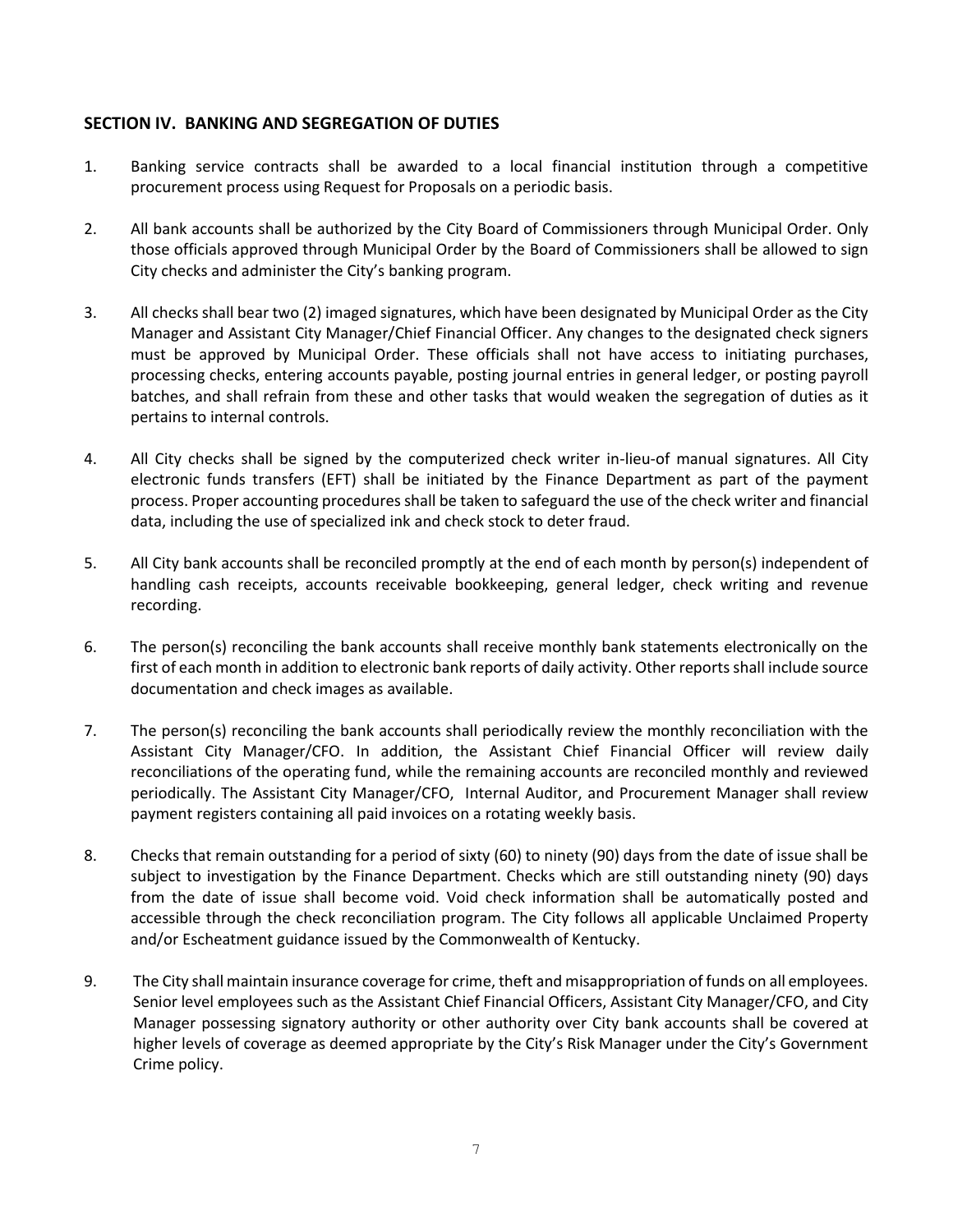## SECTION IV. BANKING AND SEGREGATION OF DUTIES

1. Banking service contracts shall be awarded to a local financial institution through a competitive procurement process using Request for Proposals on a periodic basis.

2. All bank accounts shall be authorized by the City Board of Commissioners through Municipal Order. Only those officials approved through Municipal Order by the Board of Commissioners shall be allowed to sign City checks and administer the City's banking program.

3. All checks shall bear two (2) imaged signatures, which have been designated by Municipal Order as the City Manager and Assistant City Manager/Chief Financial Officer. Any changes to the designated check signers must be approved by Municipal Order. These officials shall not have access to initiating purchases, processing checks, entering accounts payable, posting journal entries in general ledger, or posting payroll batches, and shall refrain from these and other tasks that would weaken the segregation of duties as it pertains to internal controls.

4. All City checks shall be signed by the computerized check writer in-lieu-of manual signatures. All City electronic funds transfers (EFT) shall be initiated by the Finance Department as part of the payment process. Proper accounting procedures shall be taken to safeguard the use of the check writer and financial data, including the use of specialized ink and check stock to deter fraud.

5. All City bank accounts shall be reconciled promptly at the end of each month by person(s) independent of handling cash receipts, accounts receivable bookkeeping, general ledger, check writing and revenue recording.

6. The person(s) reconciling the bank accounts shall receive monthly bank statements electronically on the first of each month in addition to electronic bank reports of daily activity. Other reports shall include source documentation and check images as available.

7. The person(s) reconciling the bank accounts shall periodically review the monthly reconciliation with the Assistant City Manager/CFO. In addition, the Assistant Chief Financial Officer will review daily reconciliations of the operating fund, while the remaining accounts are reconciled monthly and reviewed periodically. The Assistant City Manager/CFO, Internal Auditor, and Procurement Manager shall review payment registers containing all paid invoices on a rotating weekly basis.

8. Checks that remain outstanding for a period of sixty (60) to ninety (90) days from the date of issue shall be subject to investigation by the Finance Department. Checks which are still outstanding ninety (90) days from the date of issue shall become void. Void check information shall be automatically posted and accessible through the check reconciliation program. The City follows all applicable Unclaimed Property and/or Escheatment guidance issued by the Commonwealth of Kentucky.

9. The City shall maintain insurance coverage for crime, theft and misappropriation of funds on all employees. Senior level employees such as the Assistant Chief Financial Officers, Assistant City Manager/CFO, and City Manager possessing signatory authority or other authority over City bank accounts shall be covered at higher levels of coverage as deemed appropriate by the City's Risk Manager under the City's Government Crime policy.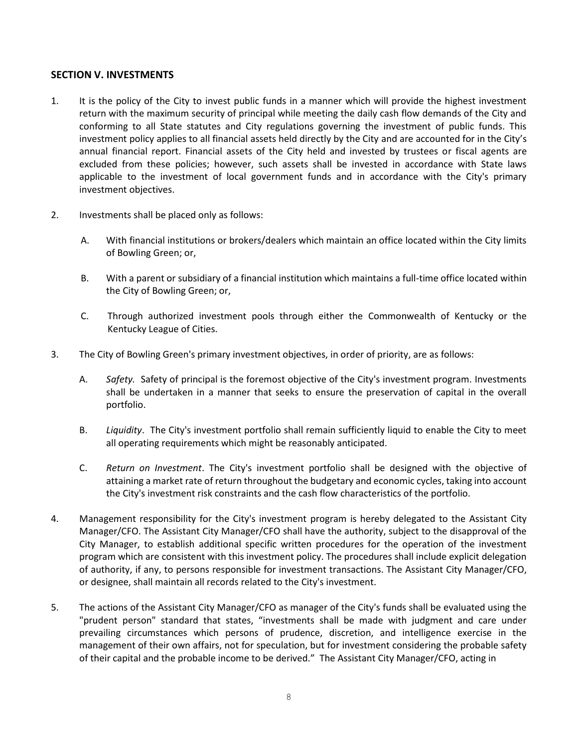## SECTION V. INVESTMENTS

1. It is the policy of the City to invest public funds in a manner which will provide the highest investment return with the maximum security of principal while meeting the daily cash flow demands of the City and conforming to all State statutes and City regulations governing the investment of public funds. This investment policy applies to all financial assets held directly by the City and are accounted for in the City's annual financial report. Financial assets of the City held and invested by trustees or fiscal agents are excluded from these policies; however, such assets shall be invested in accordance with State laws applicable to the investment of local government funds and in accordance with the City's primary investment objectives.

2. Investments shall be placed only as follows:

   A. With financial institutions or brokers/dealers which maintain an office located within the City limits of Bowling Green; or,

   B. With a parent or subsidiary of a financial institution which maintains a full-time office located within the City of Bowling Green; or,

   C. Through authorized investment pools through either the Commonwealth of Kentucky or the Kentucky League of Cities.

3. The City of Bowling Green's primary investment objectives, in order of priority, are as follows:

   A. *Safety.* Safety of principal is the foremost objective of the City's investment program. Investments shall be undertaken in a manner that seeks to ensure the preservation of capital in the overall portfolio.

   B. *Liquidity*. The City's investment portfolio shall remain sufficiently liquid to enable the City to meet all operating requirements which might be reasonably anticipated.

   C. *Return on Investment*. The City's investment portfolio shall be designed with the objective of attaining a market rate of return throughout the budgetary and economic cycles, taking into account the City's investment risk constraints and the cash flow characteristics of the portfolio.

4. Management responsibility for the City's investment program is hereby delegated to the Assistant City Manager/CFO. The Assistant City Manager/CFO shall have the authority, subject to the disapproval of the City Manager, to establish additional specific written procedures for the operation of the investment program which are consistent with this investment policy. The procedures shall include explicit delegation of authority, if any, to persons responsible for investment transactions. The Assistant City Manager/CFO, or designee, shall maintain all records related to the City's investment.

5. The actions of the Assistant City Manager/CFO as manager of the City's funds shall be evaluated using the "prudent person" standard that states, "investments shall be made with judgment and care under prevailing circumstances which persons of prudence, discretion, and intelligence exercise in the management of their own affairs, not for speculation, but for investment considering the probable safety of their capital and the probable income to be derived." The Assistant City Manager/CFO, acting in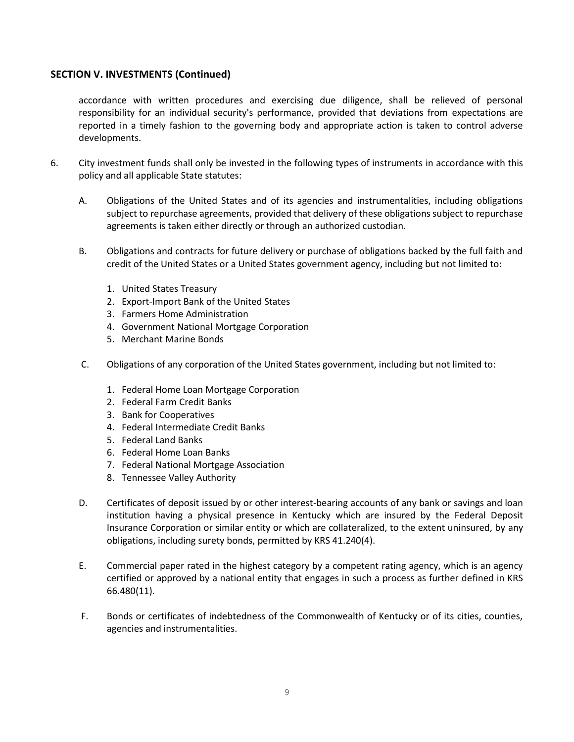## SECTION V. INVESTMENTS (Continued)

accordance with written procedures and exercising due diligence, shall be relieved of personal responsibility for an individual security's performance, provided that deviations from expectations are reported in a timely fashion to the governing body and appropriate action is taken to control adverse developments.

6. City investment funds shall only be invested in the following types of instruments in accordance with this policy and all applicable State statutes:

   A. Obligations of the United States and of its agencies and instrumentalities, including obligations subject to repurchase agreements, provided that delivery of these obligations subject to repurchase agreements is taken either directly or through an authorized custodian.

   B. Obligations and contracts for future delivery or purchase of obligations backed by the full faith and credit of the United States or a United States government agency, including but not limited to:

      1. United States Treasury
      2. Export-Import Bank of the United States
      3. Farmers Home Administration
      4. Government National Mortgage Corporation
      5. Merchant Marine Bonds

   C. Obligations of any corporation of the United States government, including but not limited to:

      1. Federal Home Loan Mortgage Corporation
      2. Federal Farm Credit Banks
      3. Bank for Cooperatives
      4. Federal Intermediate Credit Banks
      5. Federal Land Banks
      6. Federal Home Loan Banks
      7. Federal National Mortgage Association
      8. Tennessee Valley Authority

   D. Certificates of deposit issued by or other interest-bearing accounts of any bank or savings and loan institution having a physical presence in Kentucky which are insured by the Federal Deposit Insurance Corporation or similar entity or which are collateralized, to the extent uninsured, by any obligations, including surety bonds, permitted by KRS 41.240(4).

   E. Commercial paper rated in the highest category by a competent rating agency, which is an agency certified or approved by a national entity that engages in such a process as further defined in KRS 66.480(11).

   F. Bonds or certificates of indebtedness of the Commonwealth of Kentucky or of its cities, counties, agencies and instrumentalities.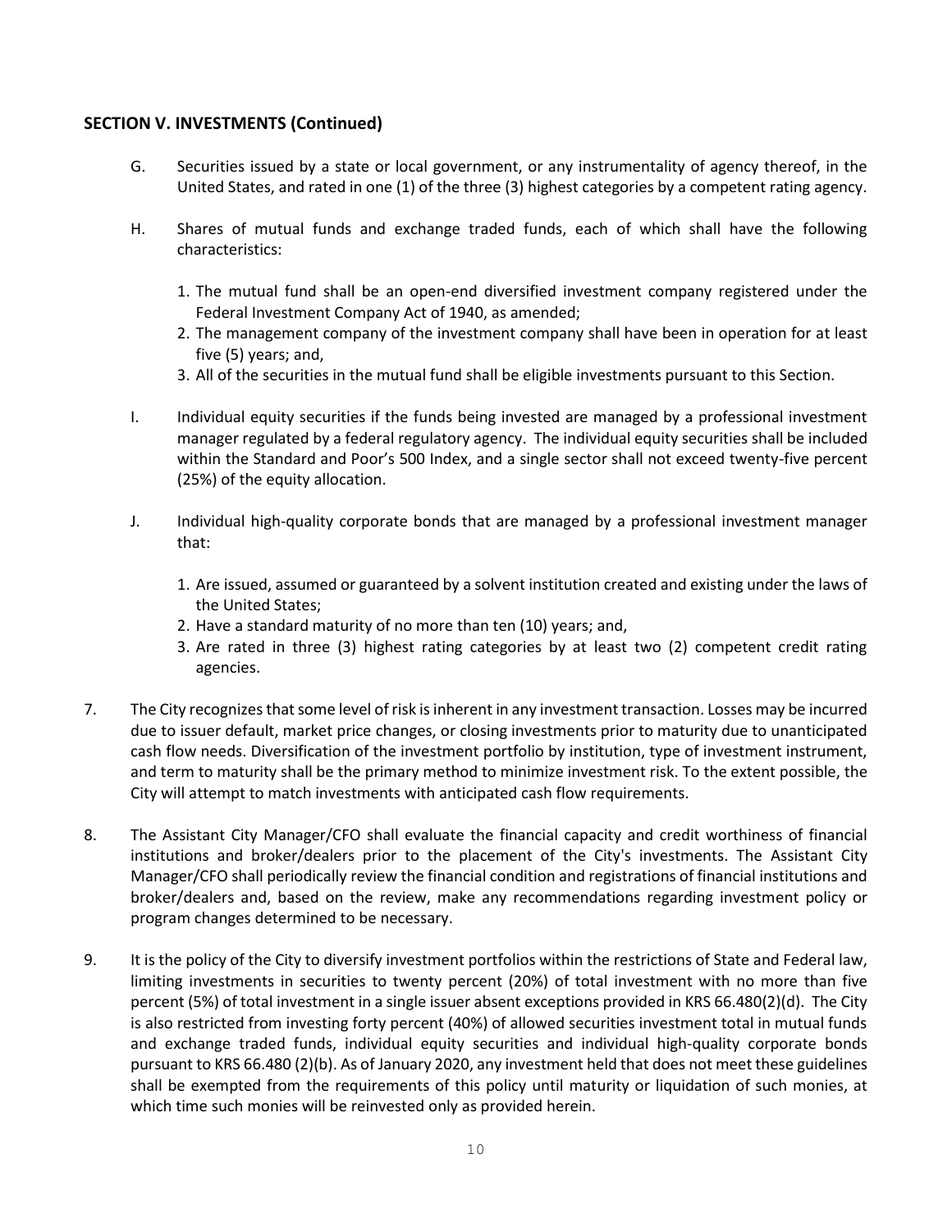### SECTION V. INVESTMENTS (Continued)

G. Securities issued by a state or local government, or any instrumentality of agency thereof, in the United States, and rated in one (1) of the three (3) highest categories by a competent rating agency.

H. Shares of mutual funds and exchange traded funds, each of which shall have the following characteristics:

   1. The mutual fund shall be an open-end diversified investment company registered under the Federal Investment Company Act of 1940, as amended;
   2. The management company of the investment company shall have been in operation for at least five (5) years; and,
   3. All of the securities in the mutual fund shall be eligible investments pursuant to this Section.

I. Individual equity securities if the funds being invested are managed by a professional investment manager regulated by a federal regulatory agency. The individual equity securities shall be included within the Standard and Poor's 500 Index, and a single sector shall not exceed twenty-five percent (25%) of the equity allocation.

J. Individual high-quality corporate bonds that are managed by a professional investment manager that:

   1. Are issued, assumed or guaranteed by a solvent institution created and existing under the laws of the United States;
   2. Have a standard maturity of no more than ten (10) years; and,
   3. Are rated in three (3) highest rating categories by at least two (2) competent credit rating agencies.

7. The City recognizes that some level of risk is inherent in any investment transaction. Losses may be incurred due to issuer default, market price changes, or closing investments prior to maturity due to unanticipated cash flow needs. Diversification of the investment portfolio by institution, type of investment instrument, and term to maturity shall be the primary method to minimize investment risk. To the extent possible, the City will attempt to match investments with anticipated cash flow requirements.

8. The Assistant City Manager/CFO shall evaluate the financial capacity and credit worthiness of financial institutions and broker/dealers prior to the placement of the City's investments. The Assistant City Manager/CFO shall periodically review the financial condition and registrations of financial institutions and broker/dealers and, based on the review, make any recommendations regarding investment policy or program changes determined to be necessary.

9. It is the policy of the City to diversify investment portfolios within the restrictions of State and Federal law, limiting investments in securities to twenty percent (20%) of total investment with no more than five percent (5%) of total investment in a single issuer absent exceptions provided in KRS 66.480(2)(d). The City is also restricted from investing forty percent (40%) of allowed securities investment total in mutual funds and exchange traded funds, individual equity securities and individual high-quality corporate bonds pursuant to KRS 66.480 (2)(b). As of January 2020, any investment held that does not meet these guidelines shall be exempted from the requirements of this policy until maturity or liquidation of such monies, at which time such monies will be reinvested only as provided herein.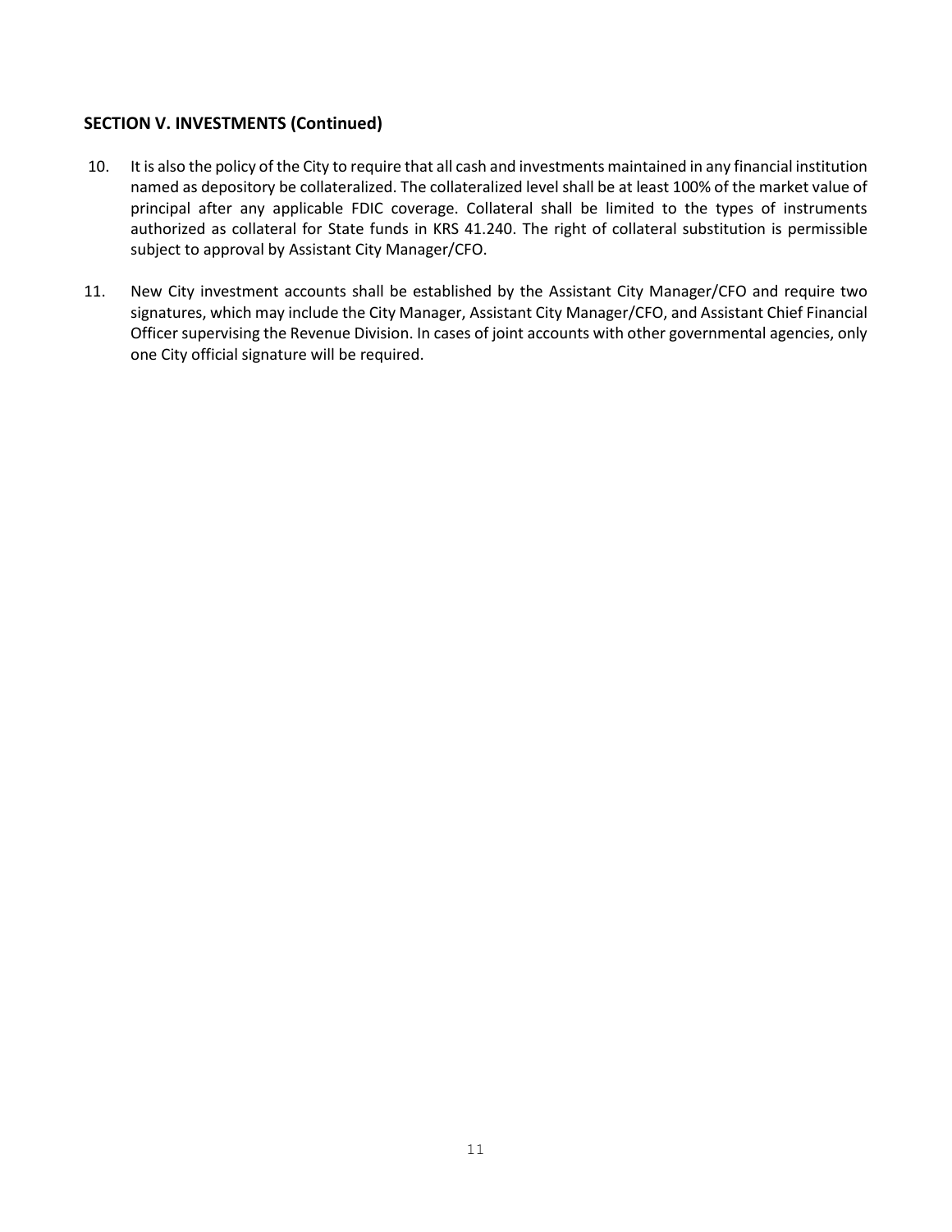### SECTION V. INVESTMENTS (Continued)

10. It is also the policy of the City to require that all cash and investments maintained in any financial institution named as depository be collateralized. The collateralized level shall be at least 100% of the market value of principal after any applicable FDIC coverage. Collateral shall be limited to the types of instruments authorized as collateral for State funds in KRS 41.240. The right of collateral substitution is permissible subject to approval by Assistant City Manager/CFO.

11. New City investment accounts shall be established by the Assistant City Manager/CFO and require two signatures, which may include the City Manager, Assistant City Manager/CFO, and Assistant Chief Financial Officer supervising the Revenue Division. In cases of joint accounts with other governmental agencies, only one City official signature will be required.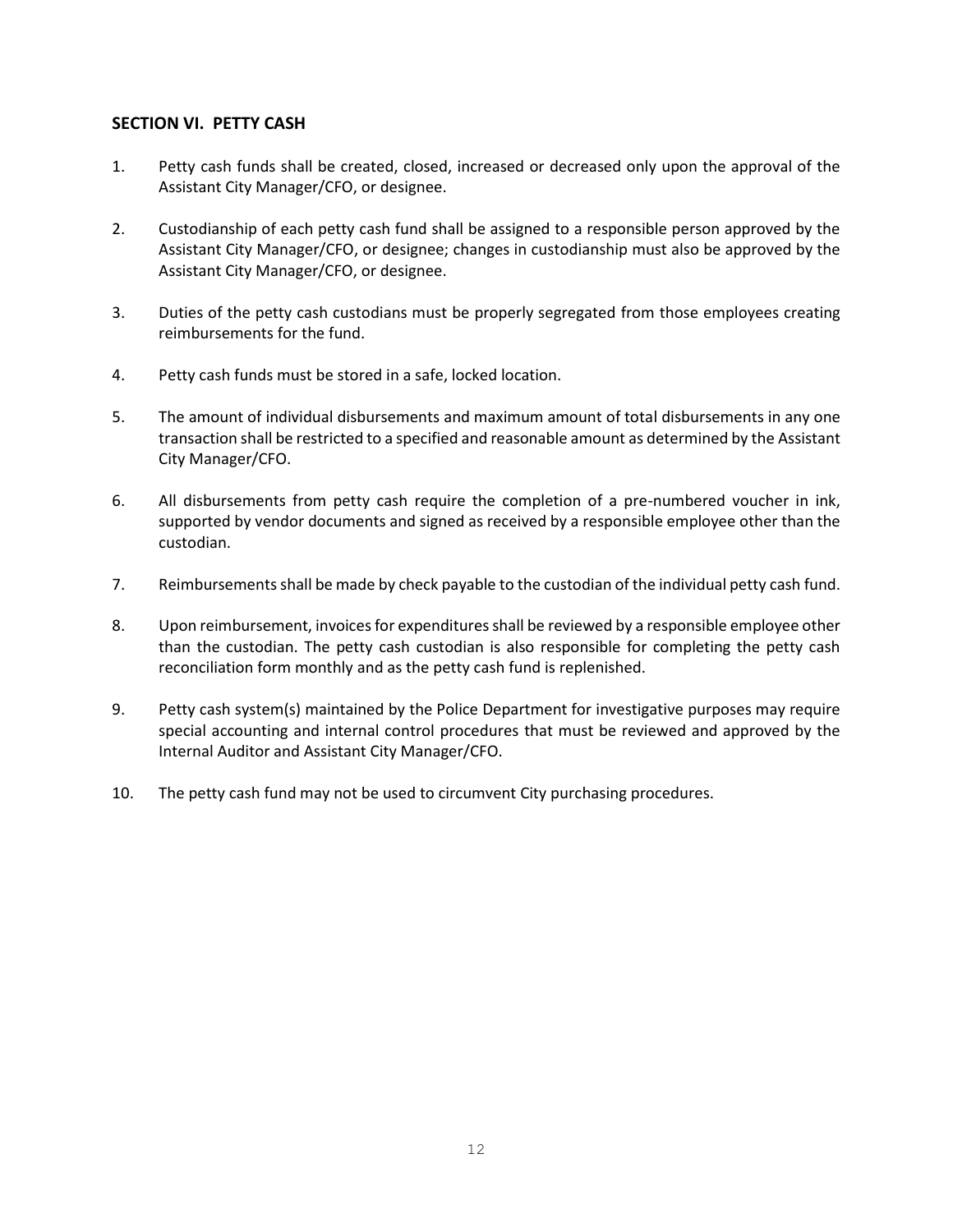## SECTION VI. PETTY CASH

1. Petty cash funds shall be created, closed, increased or decreased only upon the approval of the Assistant City Manager/CFO, or designee.

2. Custodianship of each petty cash fund shall be assigned to a responsible person approved by the Assistant City Manager/CFO, or designee; changes in custodianship must also be approved by the Assistant City Manager/CFO, or designee.

3. Duties of the petty cash custodians must be properly segregated from those employees creating reimbursements for the fund.

4. Petty cash funds must be stored in a safe, locked location.

5. The amount of individual disbursements and maximum amount of total disbursements in any one transaction shall be restricted to a specified and reasonable amount as determined by the Assistant City Manager/CFO.

6. All disbursements from petty cash require the completion of a pre-numbered voucher in ink, supported by vendor documents and signed as received by a responsible employee other than the custodian.

7. Reimbursements shall be made by check payable to the custodian of the individual petty cash fund.

8. Upon reimbursement, invoices for expenditures shall be reviewed by a responsible employee other than the custodian. The petty cash custodian is also responsible for completing the petty cash reconciliation form monthly and as the petty cash fund is replenished.

9. Petty cash system(s) maintained by the Police Department for investigative purposes may require special accounting and internal control procedures that must be reviewed and approved by the Internal Auditor and Assistant City Manager/CFO.

10. The petty cash fund may not be used to circumvent City purchasing procedures.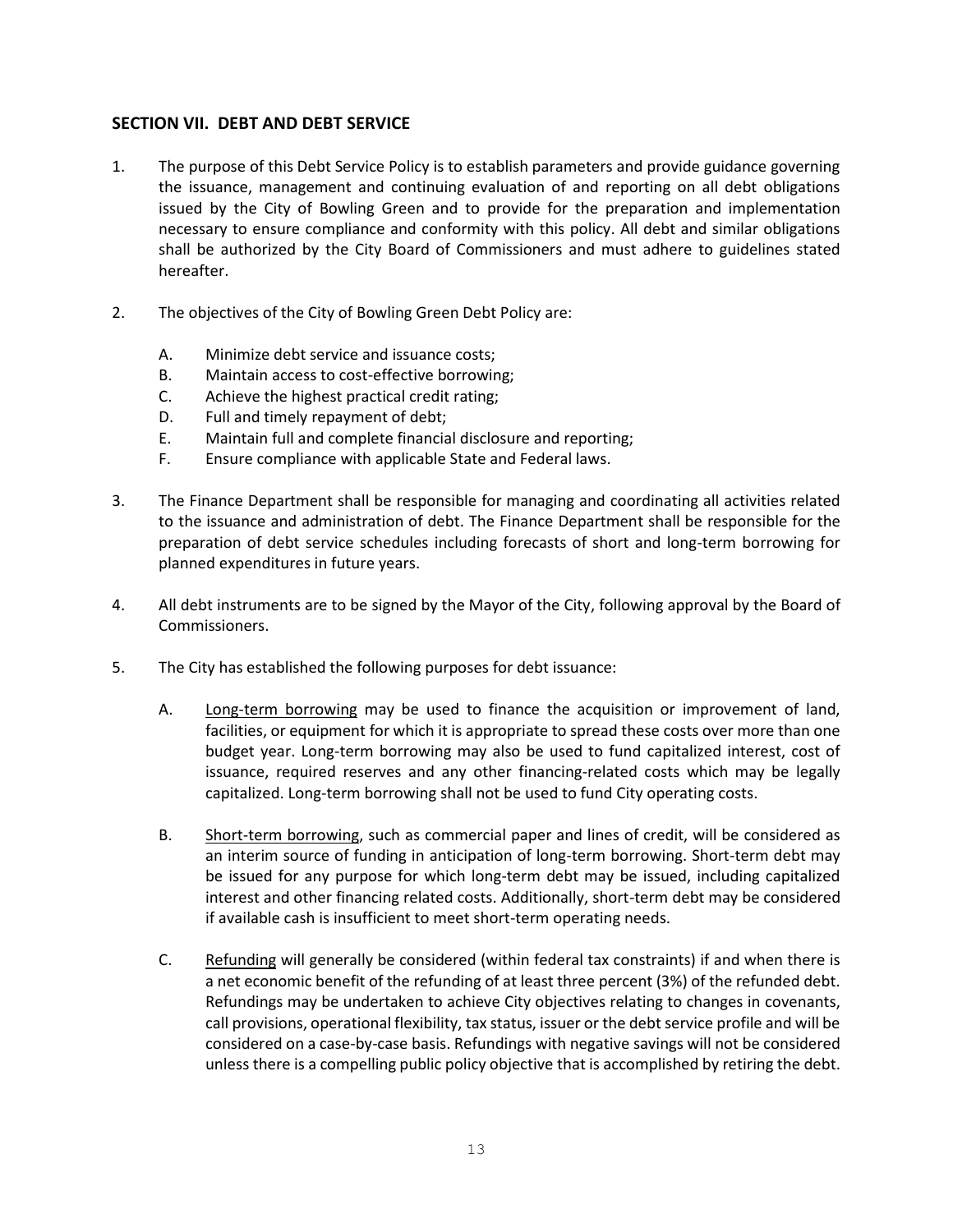## SECTION VII. DEBT AND DEBT SERVICE

1. The purpose of this Debt Service Policy is to establish parameters and provide guidance governing the issuance, management and continuing evaluation of and reporting on all debt obligations issued by the City of Bowling Green and to provide for the preparation and implementation necessary to ensure compliance and conformity with this policy. All debt and similar obligations shall be authorized by the City Board of Commissioners and must adhere to guidelines stated hereafter.

2. The objectives of the City of Bowling Green Debt Policy are:

   A. Minimize debt service and issuance costs;
   B. Maintain access to cost-effective borrowing;
   C. Achieve the highest practical credit rating;
   D. Full and timely repayment of debt;
   E. Maintain full and complete financial disclosure and reporting;
   F. Ensure compliance with applicable State and Federal laws.

3. The Finance Department shall be responsible for managing and coordinating all activities related to the issuance and administration of debt. The Finance Department shall be responsible for the preparation of debt service schedules including forecasts of short and long-term borrowing for planned expenditures in future years.

4. All debt instruments are to be signed by the Mayor of the City, following approval by the Board of Commissioners.

5. The City has established the following purposes for debt issuance:

   A. Long-term borrowing may be used to finance the acquisition or improvement of land, facilities, or equipment for which it is appropriate to spread these costs over more than one budget year. Long-term borrowing may also be used to fund capitalized interest, cost of issuance, required reserves and any other financing-related costs which may be legally capitalized. Long-term borrowing shall not be used to fund City operating costs.

   B. Short-term borrowing, such as commercial paper and lines of credit, will be considered as an interim source of funding in anticipation of long-term borrowing. Short-term debt may be issued for any purpose for which long-term debt may be issued, including capitalized interest and other financing related costs. Additionally, short-term debt may be considered if available cash is insufficient to meet short-term operating needs.

   C. Refunding will generally be considered (within federal tax constraints) if and when there is a net economic benefit of the refunding of at least three percent (3%) of the refunded debt. Refundings may be undertaken to achieve City objectives relating to changes in covenants, call provisions, operational flexibility, tax status, issuer or the debt service profile and will be considered on a case-by-case basis. Refundings with negative savings will not be considered unless there is a compelling public policy objective that is accomplished by retiring the debt.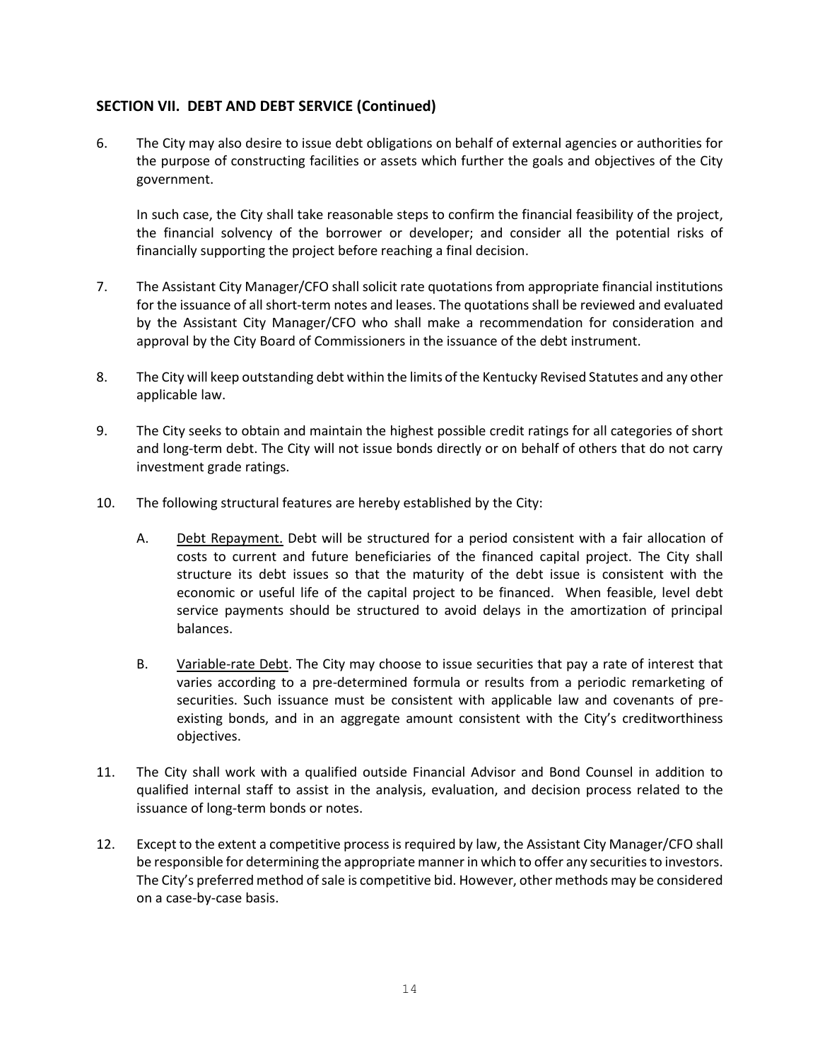## SECTION VII. DEBT AND DEBT SERVICE (Continued)

6. The City may also desire to issue debt obligations on behalf of external agencies or authorities for the purpose of constructing facilities or assets which further the goals and objectives of the City government.

   In such case, the City shall take reasonable steps to confirm the financial feasibility of the project, the financial solvency of the borrower or developer; and consider all the potential risks of financially supporting the project before reaching a final decision.

7. The Assistant City Manager/CFO shall solicit rate quotations from appropriate financial institutions for the issuance of all short-term notes and leases. The quotations shall be reviewed and evaluated by the Assistant City Manager/CFO who shall make a recommendation for consideration and approval by the City Board of Commissioners in the issuance of the debt instrument.

8. The City will keep outstanding debt within the limits of the Kentucky Revised Statutes and any other applicable law.

9. The City seeks to obtain and maintain the highest possible credit ratings for all categories of short and long-term debt. The City will not issue bonds directly or on behalf of others that do not carry investment grade ratings.

10. The following structural features are hereby established by the City:

    A. Debt Repayment. Debt will be structured for a period consistent with a fair allocation of costs to current and future beneficiaries of the financed capital project. The City shall structure its debt issues so that the maturity of the debt issue is consistent with the economic or useful life of the capital project to be financed. When feasible, level debt service payments should be structured to avoid delays in the amortization of principal balances.

    B. Variable-rate Debt. The City may choose to issue securities that pay a rate of interest that varies according to a pre-determined formula or results from a periodic remarketing of securities. Such issuance must be consistent with applicable law and covenants of pre-existing bonds, and in an aggregate amount consistent with the City's creditworthiness objectives.

11. The City shall work with a qualified outside Financial Advisor and Bond Counsel in addition to qualified internal staff to assist in the analysis, evaluation, and decision process related to the issuance of long-term bonds or notes.

12. Except to the extent a competitive process is required by law, the Assistant City Manager/CFO shall be responsible for determining the appropriate manner in which to offer any securities to investors. The City's preferred method of sale is competitive bid. However, other methods may be considered on a case-by-case basis.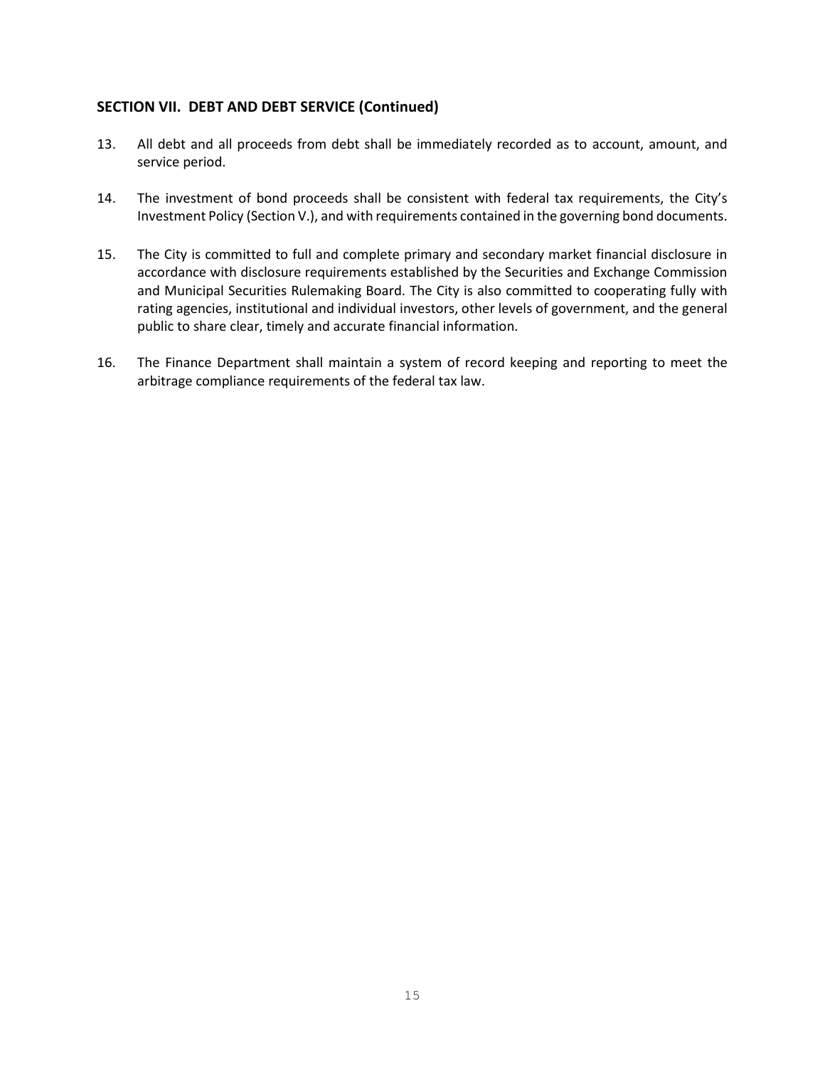### SECTION VII. DEBT AND DEBT SERVICE (Continued)

13. All debt and all proceeds from debt shall be immediately recorded as to account, amount, and service period.

14. The investment of bond proceeds shall be consistent with federal tax requirements, the City's Investment Policy (Section V.), and with requirements contained in the governing bond documents.

15. The City is committed to full and complete primary and secondary market financial disclosure in accordance with disclosure requirements established by the Securities and Exchange Commission and Municipal Securities Rulemaking Board. The City is also committed to cooperating fully with rating agencies, institutional and individual investors, other levels of government, and the general public to share clear, timely and accurate financial information.

16. The Finance Department shall maintain a system of record keeping and reporting to meet the arbitrage compliance requirements of the federal tax law.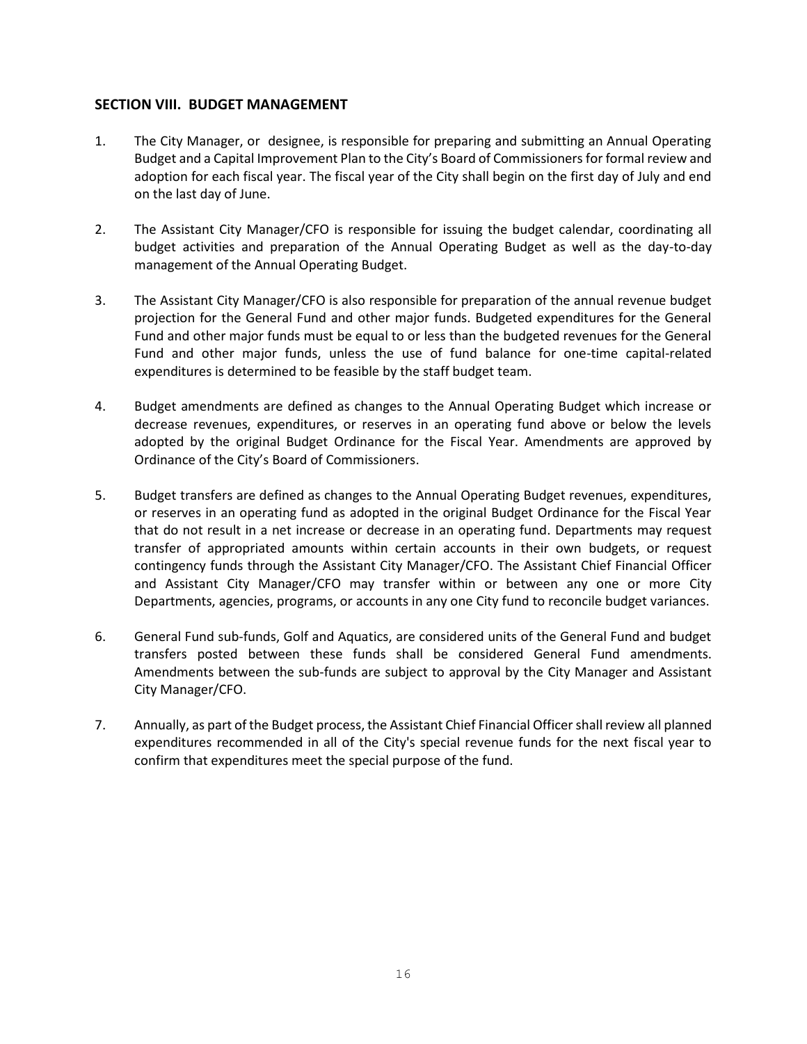## SECTION VIII. BUDGET MANAGEMENT

1. The City Manager, or designee, is responsible for preparing and submitting an Annual Operating Budget and a Capital Improvement Plan to the City's Board of Commissioners for formal review and adoption for each fiscal year. The fiscal year of the City shall begin on the first day of July and end on the last day of June.

2. The Assistant City Manager/CFO is responsible for issuing the budget calendar, coordinating all budget activities and preparation of the Annual Operating Budget as well as the day-to-day management of the Annual Operating Budget.

3. The Assistant City Manager/CFO is also responsible for preparation of the annual revenue budget projection for the General Fund and other major funds. Budgeted expenditures for the General Fund and other major funds must be equal to or less than the budgeted revenues for the General Fund and other major funds, unless the use of fund balance for one-time capital-related expenditures is determined to be feasible by the staff budget team.

4. Budget amendments are defined as changes to the Annual Operating Budget which increase or decrease revenues, expenditures, or reserves in an operating fund above or below the levels adopted by the original Budget Ordinance for the Fiscal Year. Amendments are approved by Ordinance of the City's Board of Commissioners.

5. Budget transfers are defined as changes to the Annual Operating Budget revenues, expenditures, or reserves in an operating fund as adopted in the original Budget Ordinance for the Fiscal Year that do not result in a net increase or decrease in an operating fund. Departments may request transfer of appropriated amounts within certain accounts in their own budgets, or request contingency funds through the Assistant City Manager/CFO. The Assistant Chief Financial Officer and Assistant City Manager/CFO may transfer within or between any one or more City Departments, agencies, programs, or accounts in any one City fund to reconcile budget variances.

6. General Fund sub-funds, Golf and Aquatics, are considered units of the General Fund and budget transfers posted between these funds shall be considered General Fund amendments. Amendments between the sub-funds are subject to approval by the City Manager and Assistant City Manager/CFO.

7. Annually, as part of the Budget process, the Assistant Chief Financial Officer shall review all planned expenditures recommended in all of the City's special revenue funds for the next fiscal year to confirm that expenditures meet the special purpose of the fund.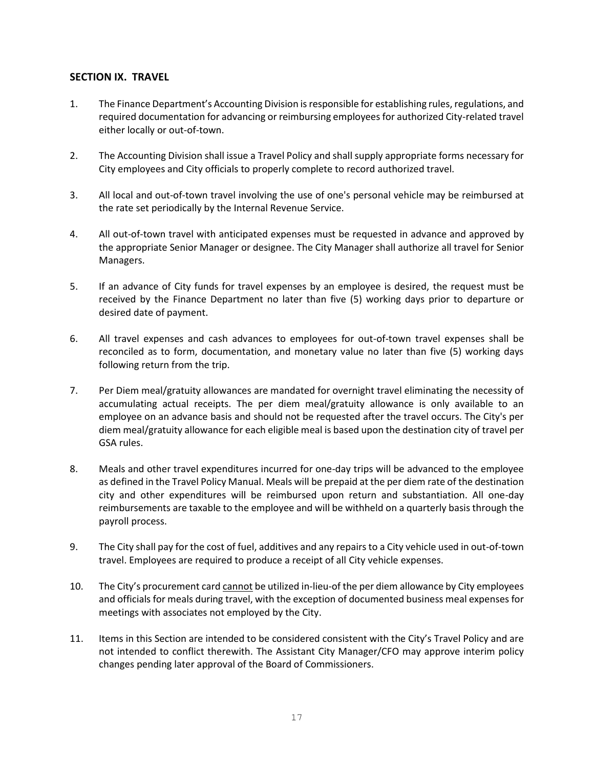## SECTION IX. TRAVEL

1. The Finance Department's Accounting Division is responsible for establishing rules, regulations, and required documentation for advancing or reimbursing employees for authorized City-related travel either locally or out-of-town.

2. The Accounting Division shall issue a Travel Policy and shall supply appropriate forms necessary for City employees and City officials to properly complete to record authorized travel.

3. All local and out-of-town travel involving the use of one's personal vehicle may be reimbursed at the rate set periodically by the Internal Revenue Service.

4. All out-of-town travel with anticipated expenses must be requested in advance and approved by the appropriate Senior Manager or designee. The City Manager shall authorize all travel for Senior Managers.

5. If an advance of City funds for travel expenses by an employee is desired, the request must be received by the Finance Department no later than five (5) working days prior to departure or desired date of payment.

6. All travel expenses and cash advances to employees for out-of-town travel expenses shall be reconciled as to form, documentation, and monetary value no later than five (5) working days following return from the trip.

7. Per Diem meal/gratuity allowances are mandated for overnight travel eliminating the necessity of accumulating actual receipts. The per diem meal/gratuity allowance is only available to an employee on an advance basis and should not be requested after the travel occurs. The City's per diem meal/gratuity allowance for each eligible meal is based upon the destination city of travel per GSA rules.

8. Meals and other travel expenditures incurred for one-day trips will be advanced to the employee as defined in the Travel Policy Manual. Meals will be prepaid at the per diem rate of the destination city and other expenditures will be reimbursed upon return and substantiation. All one-day reimbursements are taxable to the employee and will be withheld on a quarterly basis through the payroll process.

9. The City shall pay for the cost of fuel, additives and any repairs to a City vehicle used in out-of-town travel. Employees are required to produce a receipt of all City vehicle expenses.

10. The City's procurement card <u>cannot</u> be utilized in-lieu-of the per diem allowance by City employees and officials for meals during travel, with the exception of documented business meal expenses for meetings with associates not employed by the City.

11. Items in this Section are intended to be considered consistent with the City's Travel Policy and are not intended to conflict therewith. The Assistant City Manager/CFO may approve interim policy changes pending later approval of the Board of Commissioners.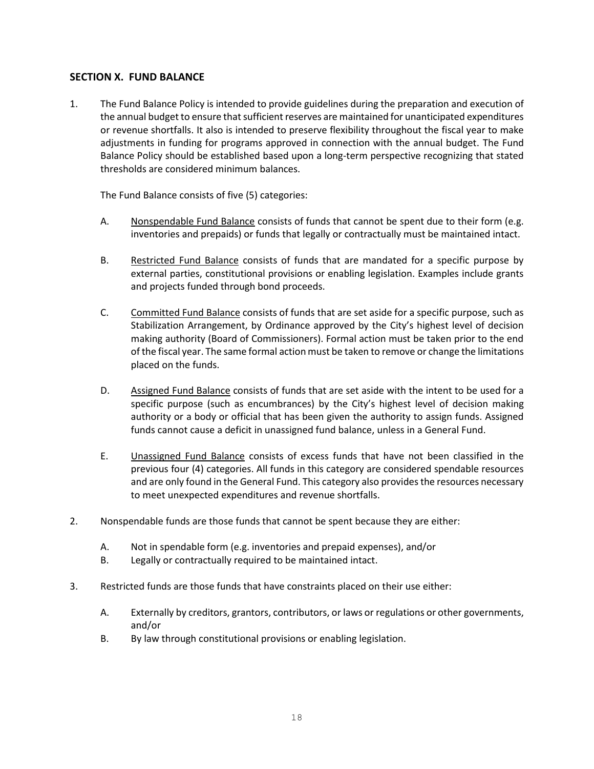## SECTION X. FUND BALANCE

1. The Fund Balance Policy is intended to provide guidelines during the preparation and execution of the annual budget to ensure that sufficient reserves are maintained for unanticipated expenditures or revenue shortfalls. It also is intended to preserve flexibility throughout the fiscal year to make adjustments in funding for programs approved in connection with the annual budget. The Fund Balance Policy should be established based upon a long-term perspective recognizing that stated thresholds are considered minimum balances.

   The Fund Balance consists of five (5) categories:

   A. Nonspendable Fund Balance consists of funds that cannot be spent due to their form (e.g. inventories and prepaids) or funds that legally or contractually must be maintained intact.

   B. Restricted Fund Balance consists of funds that are mandated for a specific purpose by external parties, constitutional provisions or enabling legislation. Examples include grants and projects funded through bond proceeds.

   C. Committed Fund Balance consists of funds that are set aside for a specific purpose, such as Stabilization Arrangement, by Ordinance approved by the City's highest level of decision making authority (Board of Commissioners). Formal action must be taken prior to the end of the fiscal year. The same formal action must be taken to remove or change the limitations placed on the funds.

   D. Assigned Fund Balance consists of funds that are set aside with the intent to be used for a specific purpose (such as encumbrances) by the City's highest level of decision making authority or a body or official that has been given the authority to assign funds. Assigned funds cannot cause a deficit in unassigned fund balance, unless in a General Fund.

   E. Unassigned Fund Balance consists of excess funds that have not been classified in the previous four (4) categories. All funds in this category are considered spendable resources and are only found in the General Fund. This category also provides the resources necessary to meet unexpected expenditures and revenue shortfalls.

2. Nonspendable funds are those funds that cannot be spent because they are either:

   A. Not in spendable form (e.g. inventories and prepaid expenses), and/or
   B. Legally or contractually required to be maintained intact.

3. Restricted funds are those funds that have constraints placed on their use either:

   A. Externally by creditors, grantors, contributors, or laws or regulations or other governments, and/or
   B. By law through constitutional provisions or enabling legislation.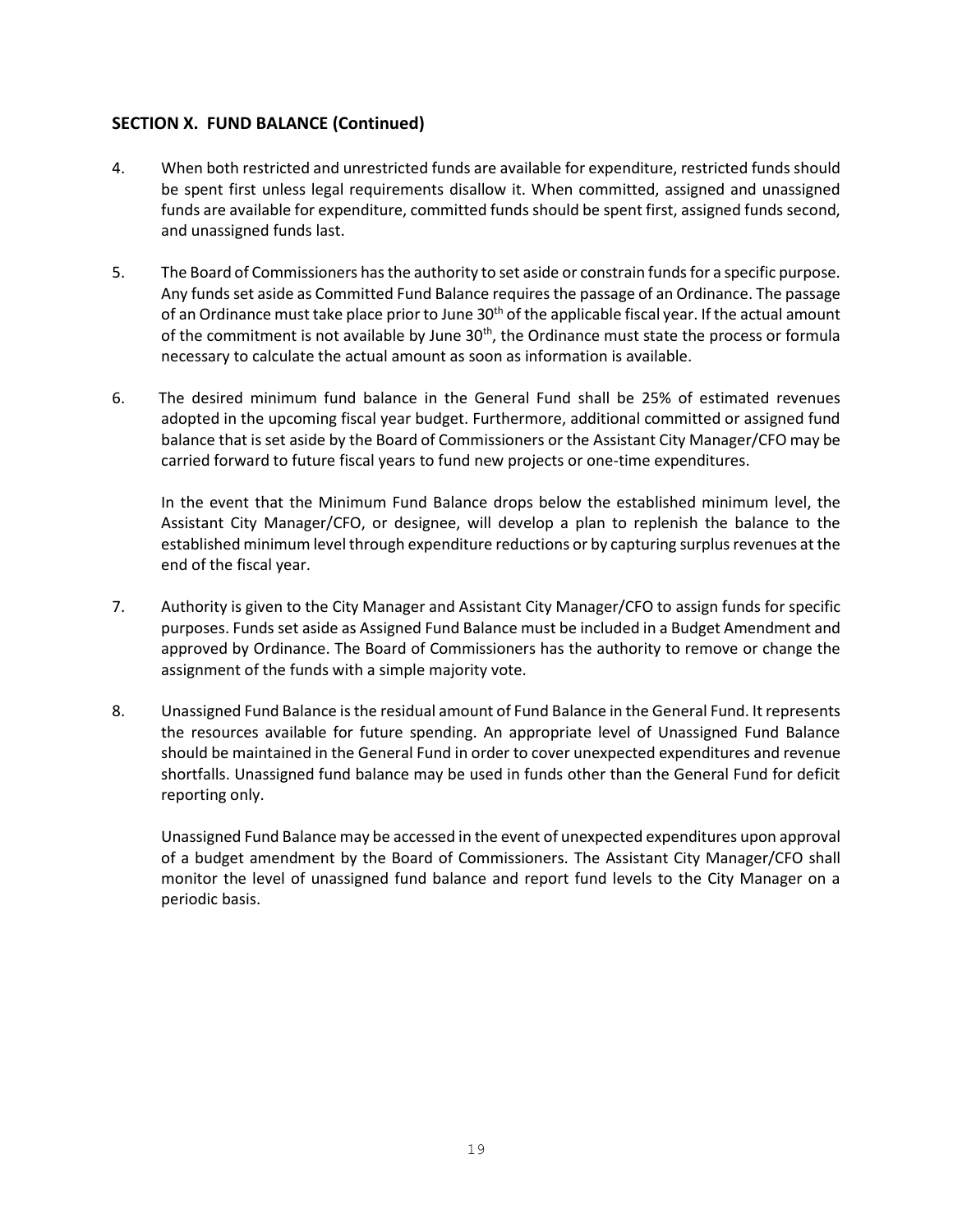## SECTION X. FUND BALANCE (Continued)

4. When both restricted and unrestricted funds are available for expenditure, restricted funds should be spent first unless legal requirements disallow it. When committed, assigned and unassigned funds are available for expenditure, committed funds should be spent first, assigned funds second, and unassigned funds last.

5. The Board of Commissioners has the authority to set aside or constrain funds for a specific purpose. Any funds set aside as Committed Fund Balance requires the passage of an Ordinance. The passage of an Ordinance must take place prior to June 30th of the applicable fiscal year. If the actual amount of the commitment is not available by June 30th, the Ordinance must state the process or formula necessary to calculate the actual amount as soon as information is available.

6. The desired minimum fund balance in the General Fund shall be 25% of estimated revenues adopted in the upcoming fiscal year budget. Furthermore, additional committed or assigned fund balance that is set aside by the Board of Commissioners or the Assistant City Manager/CFO may be carried forward to future fiscal years to fund new projects or one-time expenditures.

   In the event that the Minimum Fund Balance drops below the established minimum level, the Assistant City Manager/CFO, or designee, will develop a plan to replenish the balance to the established minimum level through expenditure reductions or by capturing surplus revenues at the end of the fiscal year.

7. Authority is given to the City Manager and Assistant City Manager/CFO to assign funds for specific purposes. Funds set aside as Assigned Fund Balance must be included in a Budget Amendment and approved by Ordinance. The Board of Commissioners has the authority to remove or change the assignment of the funds with a simple majority vote.

8. Unassigned Fund Balance is the residual amount of Fund Balance in the General Fund. It represents the resources available for future spending. An appropriate level of Unassigned Fund Balance should be maintained in the General Fund in order to cover unexpected expenditures and revenue shortfalls. Unassigned fund balance may be used in funds other than the General Fund for deficit reporting only.

   Unassigned Fund Balance may be accessed in the event of unexpected expenditures upon approval of a budget amendment by the Board of Commissioners. The Assistant City Manager/CFO shall monitor the level of unassigned fund balance and report fund levels to the City Manager on a periodic basis.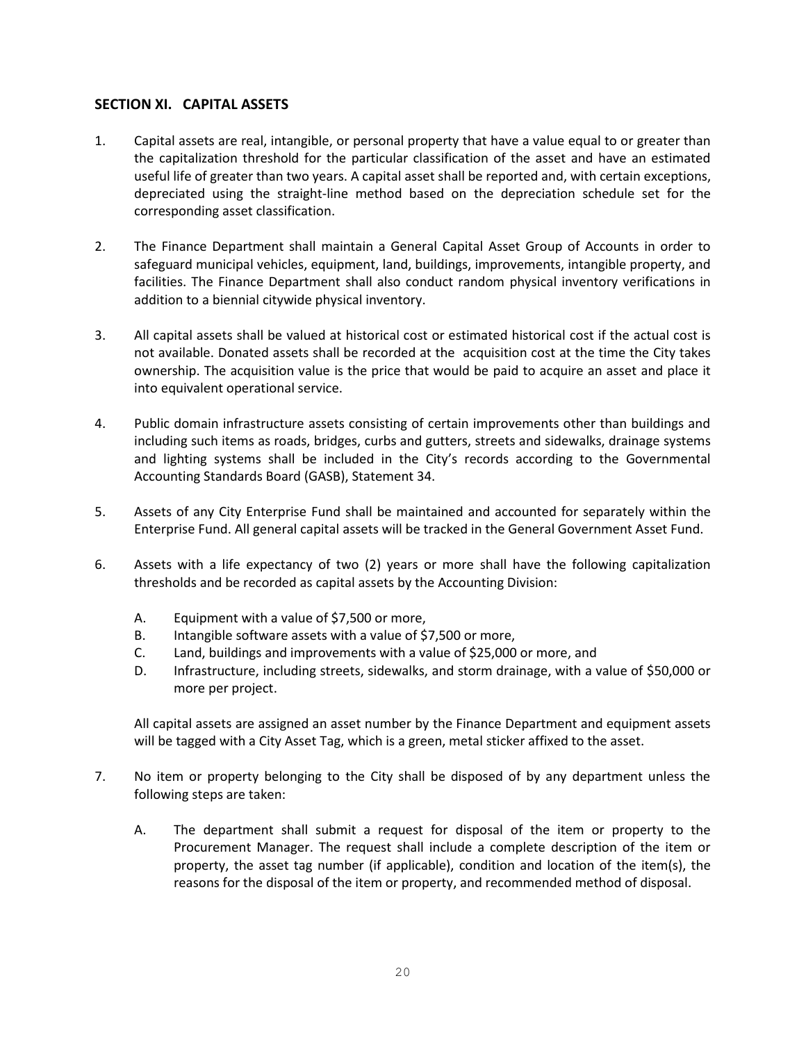## SECTION XI. CAPITAL ASSETS

1. Capital assets are real, intangible, or personal property that have a value equal to or greater than the capitalization threshold for the particular classification of the asset and have an estimated useful life of greater than two years. A capital asset shall be reported and, with certain exceptions, depreciated using the straight-line method based on the depreciation schedule set for the corresponding asset classification.

2. The Finance Department shall maintain a General Capital Asset Group of Accounts in order to safeguard municipal vehicles, equipment, land, buildings, improvements, intangible property, and facilities. The Finance Department shall also conduct random physical inventory verifications in addition to a biennial citywide physical inventory.

3. All capital assets shall be valued at historical cost or estimated historical cost if the actual cost is not available. Donated assets shall be recorded at the acquisition cost at the time the City takes ownership. The acquisition value is the price that would be paid to acquire an asset and place it into equivalent operational service.

4. Public domain infrastructure assets consisting of certain improvements other than buildings and including such items as roads, bridges, curbs and gutters, streets and sidewalks, drainage systems and lighting systems shall be included in the City's records according to the Governmental Accounting Standards Board (GASB), Statement 34.

5. Assets of any City Enterprise Fund shall be maintained and accounted for separately within the Enterprise Fund. All general capital assets will be tracked in the General Government Asset Fund.

6. Assets with a life expectancy of two (2) years or more shall have the following capitalization thresholds and be recorded as capital assets by the Accounting Division:

   A. Equipment with a value of $7,500 or more,
   B. Intangible software assets with a value of $7,500 or more,
   C. Land, buildings and improvements with a value of $25,000 or more, and
   D. Infrastructure, including streets, sidewalks, and storm drainage, with a value of $50,000 or more per project.

   All capital assets are assigned an asset number by the Finance Department and equipment assets will be tagged with a City Asset Tag, which is a green, metal sticker affixed to the asset.

7. No item or property belonging to the City shall be disposed of by any department unless the following steps are taken:

   A. The department shall submit a request for disposal of the item or property to the Procurement Manager. The request shall include a complete description of the item or property, the asset tag number (if applicable), condition and location of the item(s), the reasons for the disposal of the item or property, and recommended method of disposal.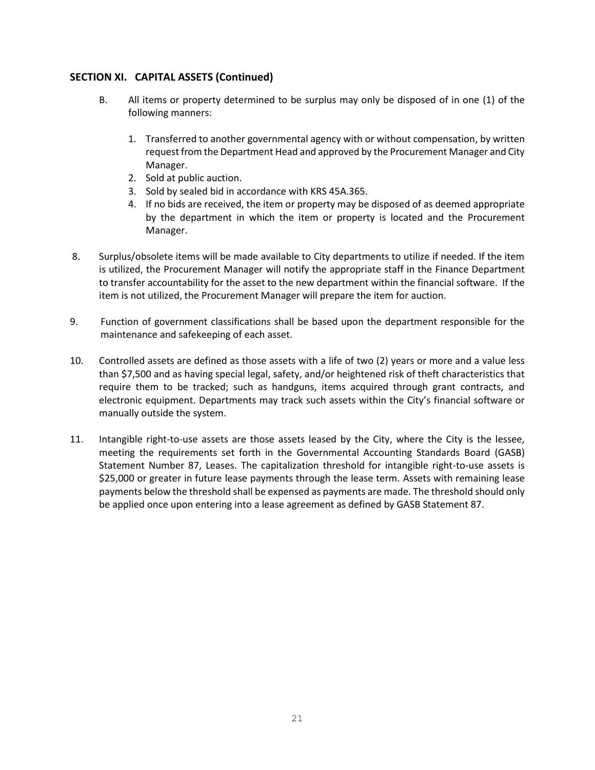## SECTION XI. CAPITAL ASSETS (Continued)

B. All items or property determined to be surplus may only be disposed of in one (1) of the following manners:

1. Transferred to another governmental agency with or without compensation, by written request from the Department Head and approved by the Procurement Manager and City Manager.
2. Sold at public auction.
3. Sold by sealed bid in accordance with KRS 45A.365.
4. If no bids are received, the item or property may be disposed of as deemed appropriate by the department in which the item or property is located and the Procurement Manager.

8. Surplus/obsolete items will be made available to City departments to utilize if needed. If the item is utilized, the Procurement Manager will notify the appropriate staff in the Finance Department to transfer accountability for the asset to the new department within the financial software. If the item is not utilized, the Procurement Manager will prepare the item for auction.

9. Function of government classifications shall be based upon the department responsible for the maintenance and safekeeping of each asset.

10. Controlled assets are defined as those assets with a life of two (2) years or more and a value less than $7,500 and as having special legal, safety, and/or heightened risk of theft characteristics that require them to be tracked; such as handguns, items acquired through grant contracts, and electronic equipment. Departments may track such assets within the City's financial software or manually outside the system.

11. Intangible right-to-use assets are those assets leased by the City, where the City is the lessee, meeting the requirements set forth in the Governmental Accounting Standards Board (GASB) Statement Number 87, Leases. The capitalization threshold for intangible right-to-use assets is $25,000 or greater in future lease payments through the lease term. Assets with remaining lease payments below the threshold shall be expensed as payments are made. The threshold should only be applied once upon entering into a lease agreement as defined by GASB Statement 87.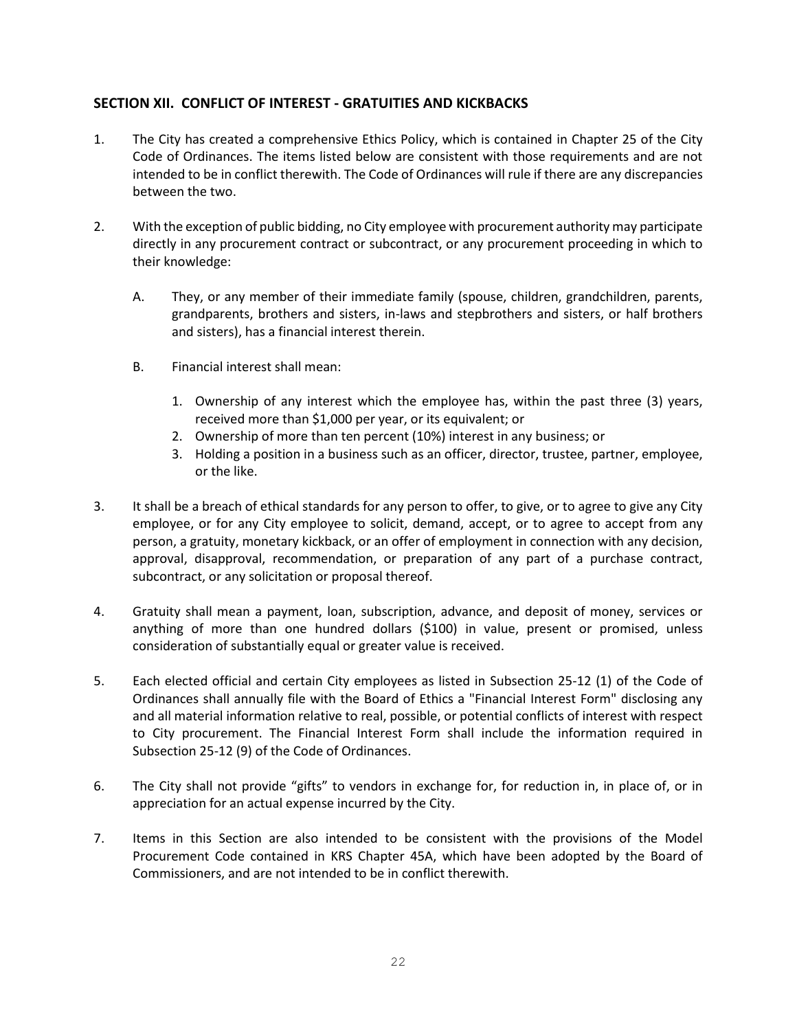## SECTION XII. CONFLICT OF INTEREST - GRATUITIES AND KICKBACKS

1. The City has created a comprehensive Ethics Policy, which is contained in Chapter 25 of the City Code of Ordinances. The items listed below are consistent with those requirements and are not intended to be in conflict therewith. The Code of Ordinances will rule if there are any discrepancies between the two.

2. With the exception of public bidding, no City employee with procurement authority may participate directly in any procurement contract or subcontract, or any procurement proceeding in which to their knowledge:

   A. They, or any member of their immediate family (spouse, children, grandchildren, parents, grandparents, brothers and sisters, in-laws and stepbrothers and sisters, or half brothers and sisters), has a financial interest therein.

   B. Financial interest shall mean:

      1. Ownership of any interest which the employee has, within the past three (3) years, received more than $1,000 per year, or its equivalent; or
      2. Ownership of more than ten percent (10%) interest in any business; or
      3. Holding a position in a business such as an officer, director, trustee, partner, employee, or the like.

3. It shall be a breach of ethical standards for any person to offer, to give, or to agree to give any City employee, or for any City employee to solicit, demand, accept, or to agree to accept from any person, a gratuity, monetary kickback, or an offer of employment in connection with any decision, approval, disapproval, recommendation, or preparation of any part of a purchase contract, subcontract, or any solicitation or proposal thereof.

4. Gratuity shall mean a payment, loan, subscription, advance, and deposit of money, services or anything of more than one hundred dollars ($100) in value, present or promised, unless consideration of substantially equal or greater value is received.

5. Each elected official and certain City employees as listed in Subsection 25-12 (1) of the Code of Ordinances shall annually file with the Board of Ethics a "Financial Interest Form" disclosing any and all material information relative to real, possible, or potential conflicts of interest with respect to City procurement. The Financial Interest Form shall include the information required in Subsection 25-12 (9) of the Code of Ordinances.

6. The City shall not provide "gifts" to vendors in exchange for, for reduction in, in place of, or in appreciation for an actual expense incurred by the City.

7. Items in this Section are also intended to be consistent with the provisions of the Model Procurement Code contained in KRS Chapter 45A, which have been adopted by the Board of Commissioners, and are not intended to be in conflict therewith.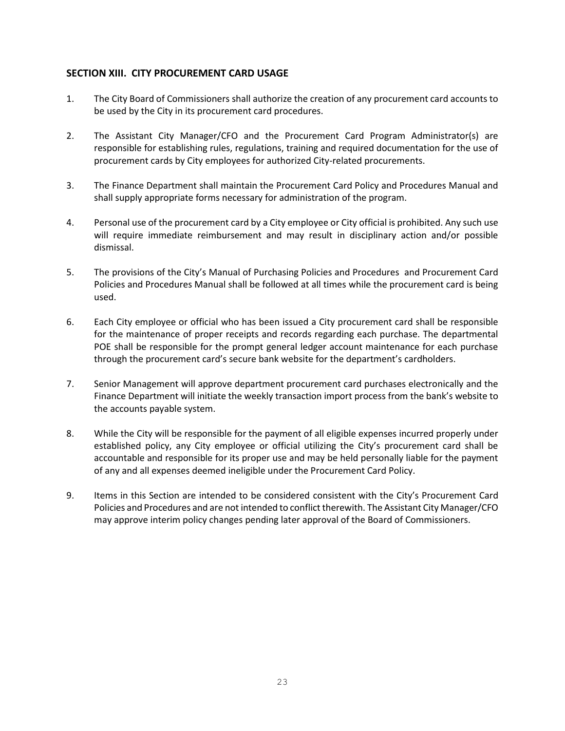## SECTION XIII. CITY PROCUREMENT CARD USAGE

1. The City Board of Commissioners shall authorize the creation of any procurement card accounts to be used by the City in its procurement card procedures.

2. The Assistant City Manager/CFO and the Procurement Card Program Administrator(s) are responsible for establishing rules, regulations, training and required documentation for the use of procurement cards by City employees for authorized City-related procurements.

3. The Finance Department shall maintain the Procurement Card Policy and Procedures Manual and shall supply appropriate forms necessary for administration of the program.

4. Personal use of the procurement card by a City employee or City official is prohibited. Any such use will require immediate reimbursement and may result in disciplinary action and/or possible dismissal.

5. The provisions of the City's Manual of Purchasing Policies and Procedures and Procurement Card Policies and Procedures Manual shall be followed at all times while the procurement card is being used.

6. Each City employee or official who has been issued a City procurement card shall be responsible for the maintenance of proper receipts and records regarding each purchase. The departmental POE shall be responsible for the prompt general ledger account maintenance for each purchase through the procurement card's secure bank website for the department's cardholders.

7. Senior Management will approve department procurement card purchases electronically and the Finance Department will initiate the weekly transaction import process from the bank's website to the accounts payable system.

8. While the City will be responsible for the payment of all eligible expenses incurred properly under established policy, any City employee or official utilizing the City's procurement card shall be accountable and responsible for its proper use and may be held personally liable for the payment of any and all expenses deemed ineligible under the Procurement Card Policy.

9. Items in this Section are intended to be considered consistent with the City's Procurement Card Policies and Procedures and are not intended to conflict therewith. The Assistant City Manager/CFO may approve interim policy changes pending later approval of the Board of Commissioners.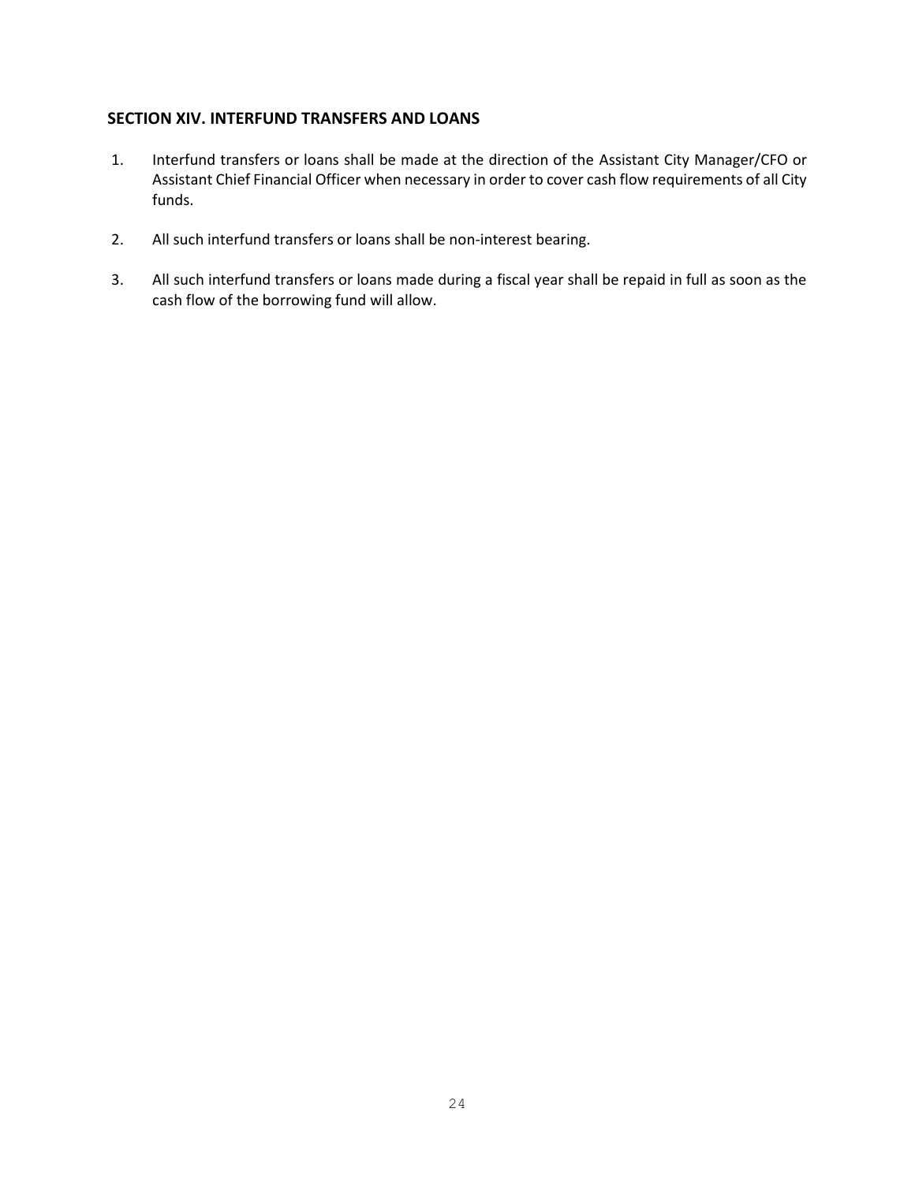## SECTION XIV. INTERFUND TRANSFERS AND LOANS

1. Interfund transfers or loans shall be made at the direction of the Assistant City Manager/CFO or Assistant Chief Financial Officer when necessary in order to cover cash flow requirements of all City funds.

2. All such interfund transfers or loans shall be non-interest bearing.

3. All such interfund transfers or loans made during a fiscal year shall be repaid in full as soon as the cash flow of the borrowing fund will allow.